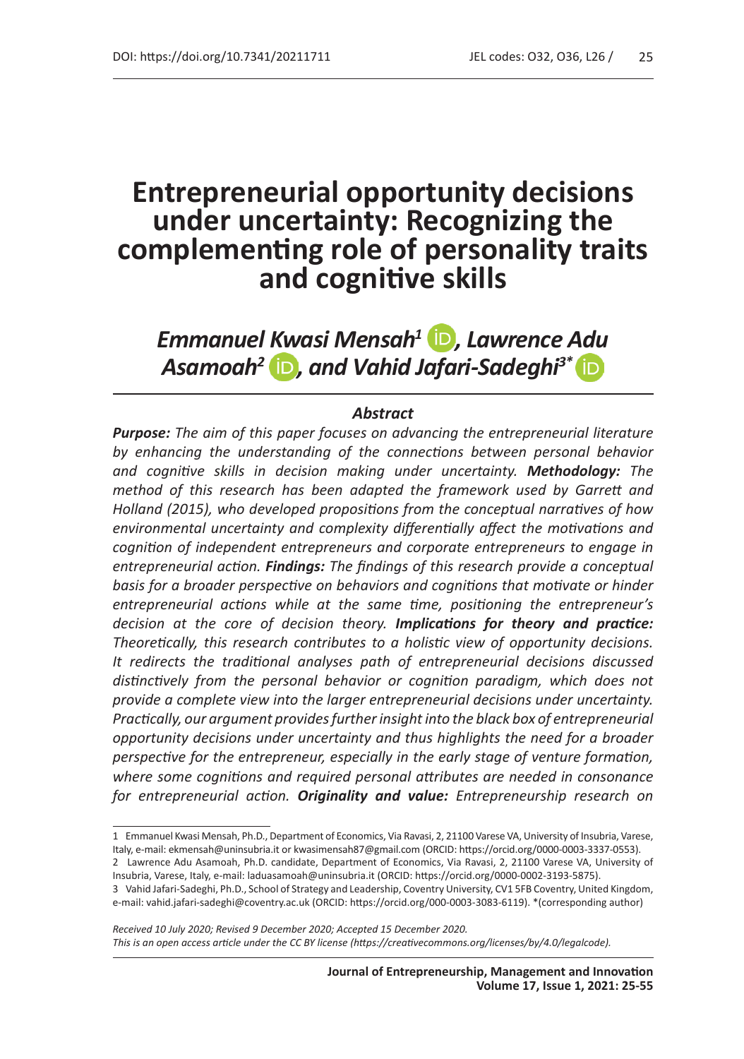# Entrepreneurial opportunity decisions under uncertainty: Recognizing the complementing role of personality traits and cognitive skills

***Emmanuel Kwasi Mensah[1], Lawrence Adu Asamoah[2], and Vahid Jafari-Sadeghi[3*]***

### *Abstract*

***Purpose:*** *The aim of this paper focuses on advancing the entrepreneurial literature by enhancing the understanding of the connections between personal behavior and cognitive skills in decision making under uncertainty.* ***Methodology:*** *The method of this research has been adapted the framework used by Garrett and Holland (2015), who developed propositions from the conceptual narratives of how environmental uncertainty and complexity differentially affect the motivations and cognition of independent entrepreneurs and corporate entrepreneurs to engage in entrepreneurial action.* ***Findings:*** *The findings of this research provide a conceptual basis for a broader perspective on behaviors and cognitions that motivate or hinder entrepreneurial actions while at the same time, positioning the entrepreneur's decision at the core of decision theory.* ***Implications for theory and practice:*** *Theoretically, this research contributes to a holistic view of opportunity decisions. It redirects the traditional analyses path of entrepreneurial decisions discussed distinctively from the personal behavior or cognition paradigm, which does not provide a complete view into the larger entrepreneurial decisions under uncertainty. Practically, our argument provides further insight into the black box of entrepreneurial opportunity decisions under uncertainty and thus highlights the need for a broader perspective for the entrepreneur, especially in the early stage of venture formation, where some cognitions and required personal attributes are needed in consonance for entrepreneurial action.* ***Originality and value:*** *Entrepreneurship research on*

---

1 Emmanuel Kwasi Mensah, Ph.D., Department of Economics, Via Ravasi, 2, 21100 Varese VA, University of Insubria, Varese, Italy, e-mail: ekmensah@uninsubria.it or kwasimensah87@gmail.com (ORCID: https://orcid.org/0000-0003-3337-0553).

2 Lawrence Adu Asamoah, Ph.D. candidate, Department of Economics, Via Ravasi, 2, 21100 Varese VA, University of Insubria, Varese, Italy, e-mail: laduasamoah@uninsubria.it (ORCID: https://orcid.org/0000-0002-3193-5875).

3 Vahid Jafari-Sadeghi, Ph.D., School of Strategy and Leadership, Coventry University, CV1 5FB Coventry, United Kingdom, e-mail: vahid.jafari-sadeghi@coventry.ac.uk (ORCID: https://orcid.org/000-0003-3083-6119). *(corresponding author)

*Received 10 July 2020; Revised 9 December 2020; Accepted 15 December 2020.*
*This is an open access article under the CC BY license (https://creativecommons.org/licenses/by/4.0/legalcode).*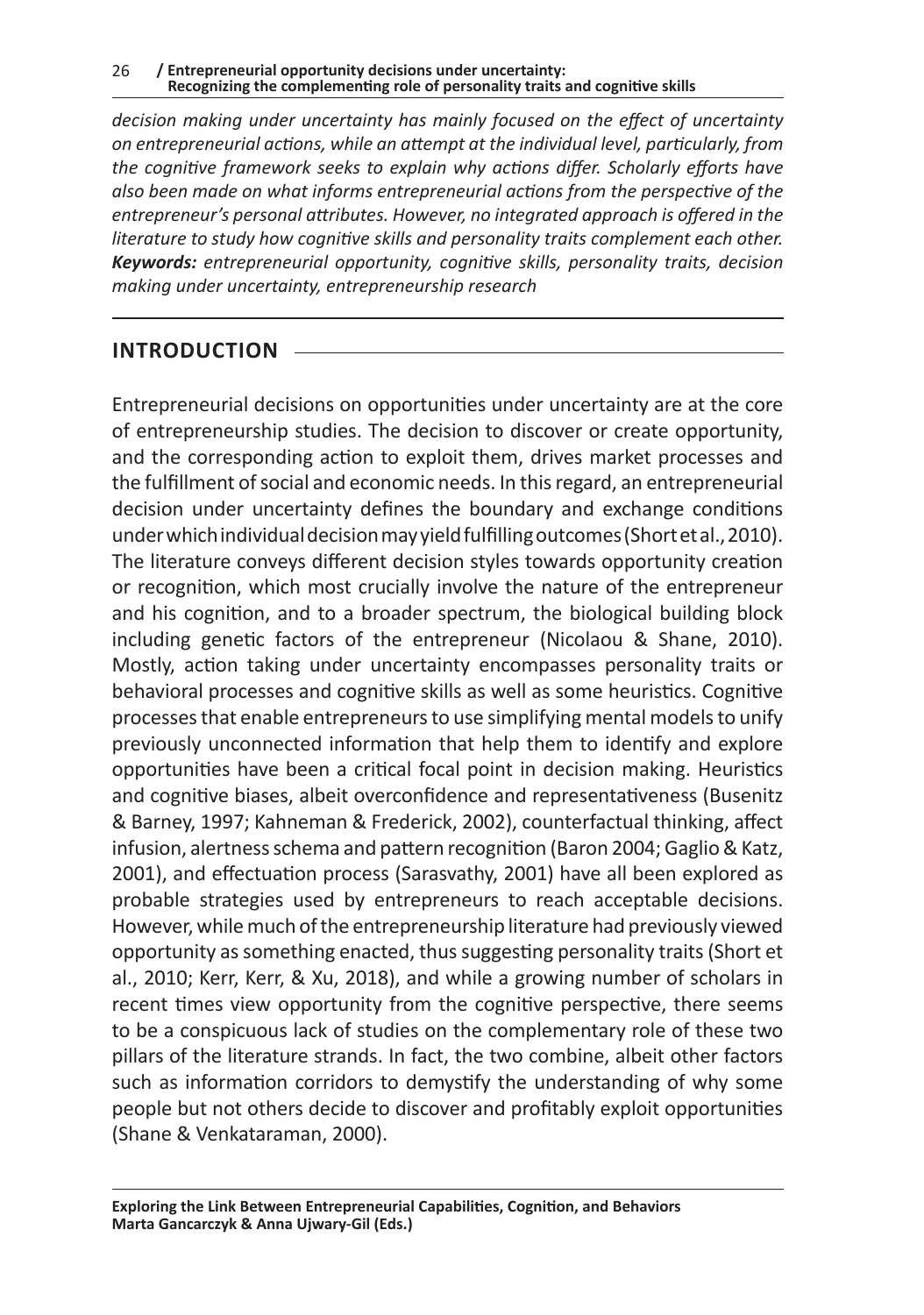*decision making under uncertainty has mainly focused on the effect of uncertainty on entrepreneurial actions, while an attempt at the individual level, particularly, from the cognitive framework seeks to explain why actions differ. Scholarly efforts have also been made on what informs entrepreneurial actions from the perspective of the entrepreneur's personal attributes. However, no integrated approach is offered in the literature to study how cognitive skills and personality traits complement each other.*

***Keywords:*** *entrepreneurial opportunity, cognitive skills, personality traits, decision making under uncertainty, entrepreneurship research*

## INTRODUCTION

Entrepreneurial decisions on opportunities under uncertainty are at the core of entrepreneurship studies. The decision to discover or create opportunity, and the corresponding action to exploit them, drives market processes and the fulfillment of social and economic needs. In this regard, an entrepreneurial decision under uncertainty defines the boundary and exchange conditions under which individual decision may yield fulfilling outcomes (Short et al., 2010). The literature conveys different decision styles towards opportunity creation or recognition, which most crucially involve the nature of the entrepreneur and his cognition, and to a broader spectrum, the biological building block including genetic factors of the entrepreneur (Nicolaou & Shane, 2010). Mostly, action taking under uncertainty encompasses personality traits or behavioral processes and cognitive skills as well as some heuristics. Cognitive processes that enable entrepreneurs to use simplifying mental models to unify previously unconnected information that help them to identify and explore opportunities have been a critical focal point in decision making. Heuristics and cognitive biases, albeit overconfidence and representativeness (Busenitz & Barney, 1997; Kahneman & Frederick, 2002), counterfactual thinking, affect infusion, alertness schema and pattern recognition (Baron 2004; Gaglio & Katz, 2001), and effectuation process (Sarasvathy, 2001) have all been explored as probable strategies used by entrepreneurs to reach acceptable decisions. However, while much of the entrepreneurship literature had previously viewed opportunity as something enacted, thus suggesting personality traits (Short et al., 2010; Kerr, Kerr, & Xu, 2018), and while a growing number of scholars in recent times view opportunity from the cognitive perspective, there seems to be a conspicuous lack of studies on the complementary role of these two pillars of the literature strands. In fact, the two combine, albeit other factors such as information corridors to demystify the understanding of why some people but not others decide to discover and profitably exploit opportunities (Shane & Venkataraman, 2000).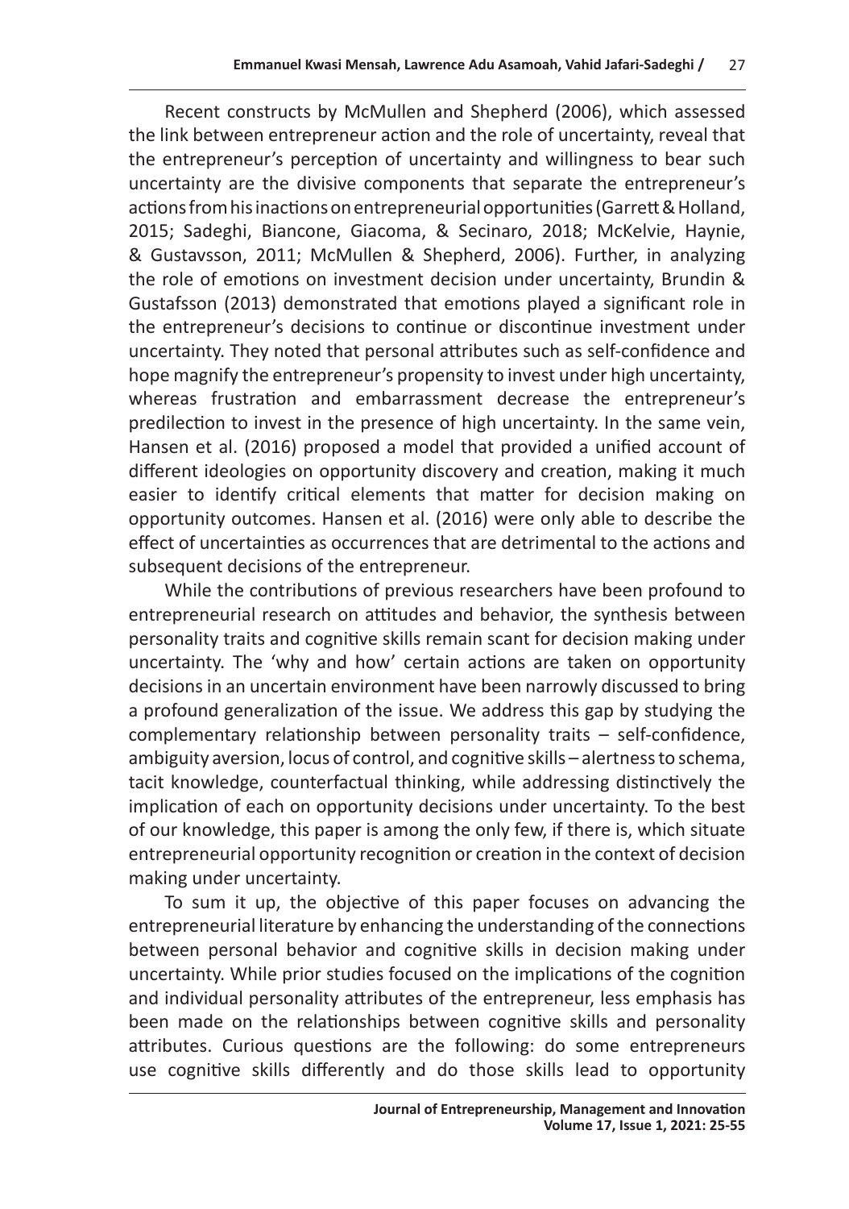Recent constructs by McMullen and Shepherd (2006), which assessed the link between entrepreneur action and the role of uncertainty, reveal that the entrepreneur's perception of uncertainty and willingness to bear such uncertainty are the divisive components that separate the entrepreneur's actions from his inactions on entrepreneurial opportunities (Garrett & Holland, 2015; Sadeghi, Biancone, Giacoma, & Secinaro, 2018; McKelvie, Haynie, & Gustavsson, 2011; McMullen & Shepherd, 2006). Further, in analyzing the role of emotions on investment decision under uncertainty, Brundin & Gustafsson (2013) demonstrated that emotions played a significant role in the entrepreneur's decisions to continue or discontinue investment under uncertainty. They noted that personal attributes such as self-confidence and hope magnify the entrepreneur's propensity to invest under high uncertainty, whereas frustration and embarrassment decrease the entrepreneur's predilection to invest in the presence of high uncertainty. In the same vein, Hansen et al. (2016) proposed a model that provided a unified account of different ideologies on opportunity discovery and creation, making it much easier to identify critical elements that matter for decision making on opportunity outcomes. Hansen et al. (2016) were only able to describe the effect of uncertainties as occurrences that are detrimental to the actions and subsequent decisions of the entrepreneur.

While the contributions of previous researchers have been profound to entrepreneurial research on attitudes and behavior, the synthesis between personality traits and cognitive skills remain scant for decision making under uncertainty. The 'why and how' certain actions are taken on opportunity decisions in an uncertain environment have been narrowly discussed to bring a profound generalization of the issue. We address this gap by studying the complementary relationship between personality traits – self-confidence, ambiguity aversion, locus of control, and cognitive skills – alertness to schema, tacit knowledge, counterfactual thinking, while addressing distinctively the implication of each on opportunity decisions under uncertainty. To the best of our knowledge, this paper is among the only few, if there is, which situate entrepreneurial opportunity recognition or creation in the context of decision making under uncertainty.

To sum it up, the objective of this paper focuses on advancing the entrepreneurial literature by enhancing the understanding of the connections between personal behavior and cognitive skills in decision making under uncertainty. While prior studies focused on the implications of the cognition and individual personality attributes of the entrepreneur, less emphasis has been made on the relationships between cognitive skills and personality attributes. Curious questions are the following: do some entrepreneurs use cognitive skills differently and do those skills lead to opportunity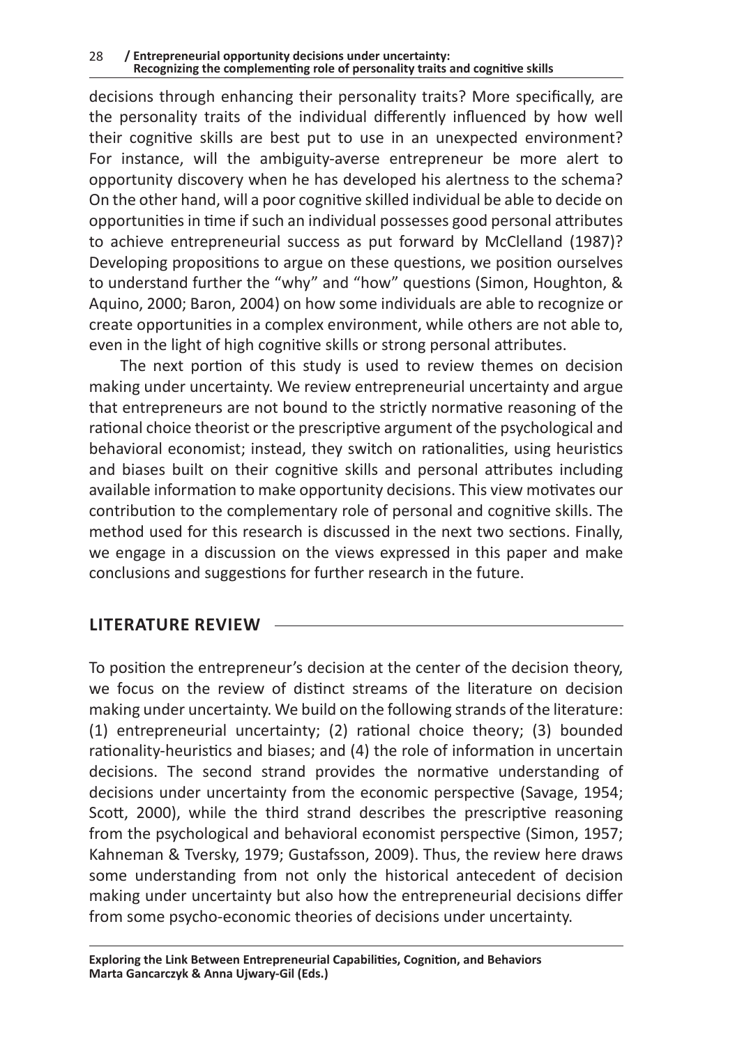decisions through enhancing their personality traits? More specifically, are the personality traits of the individual differently influenced by how well their cognitive skills are best put to use in an unexpected environment? For instance, will the ambiguity-averse entrepreneur be more alert to opportunity discovery when he has developed his alertness to the schema? On the other hand, will a poor cognitive skilled individual be able to decide on opportunities in time if such an individual possesses good personal attributes to achieve entrepreneurial success as put forward by McClelland (1987)? Developing propositions to argue on these questions, we position ourselves to understand further the "why" and "how" questions (Simon, Houghton, & Aquino, 2000; Baron, 2004) on how some individuals are able to recognize or create opportunities in a complex environment, while others are not able to, even in the light of high cognitive skills or strong personal attributes.

The next portion of this study is used to review themes on decision making under uncertainty. We review entrepreneurial uncertainty and argue that entrepreneurs are not bound to the strictly normative reasoning of the rational choice theorist or the prescriptive argument of the psychological and behavioral economist; instead, they switch on rationalities, using heuristics and biases built on their cognitive skills and personal attributes including available information to make opportunity decisions. This view motivates our contribution to the complementary role of personal and cognitive skills. The method used for this research is discussed in the next two sections. Finally, we engage in a discussion on the views expressed in this paper and make conclusions and suggestions for further research in the future.

## LITERATURE REVIEW

To position the entrepreneur's decision at the center of the decision theory, we focus on the review of distinct streams of the literature on decision making under uncertainty. We build on the following strands of the literature: (1) entrepreneurial uncertainty; (2) rational choice theory; (3) bounded rationality-heuristics and biases; and (4) the role of information in uncertain decisions. The second strand provides the normative understanding of decisions under uncertainty from the economic perspective (Savage, 1954; Scott, 2000), while the third strand describes the prescriptive reasoning from the psychological and behavioral economist perspective (Simon, 1957; Kahneman & Tversky, 1979; Gustafsson, 2009). Thus, the review here draws some understanding from not only the historical antecedent of decision making under uncertainty but also how the entrepreneurial decisions differ from some psycho-economic theories of decisions under uncertainty.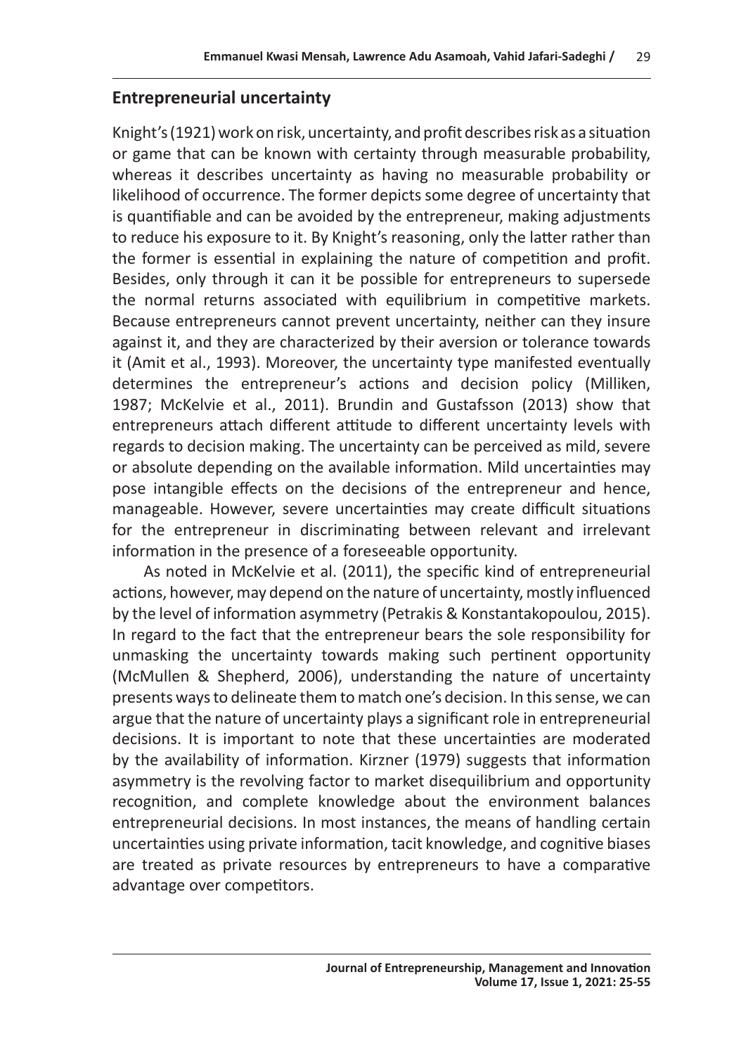## Entrepreneurial uncertainty

Knight's (1921) work on risk, uncertainty, and profit describes risk as a situation or game that can be known with certainty through measurable probability, whereas it describes uncertainty as having no measurable probability or likelihood of occurrence. The former depicts some degree of uncertainty that is quantifiable and can be avoided by the entrepreneur, making adjustments to reduce his exposure to it. By Knight's reasoning, only the latter rather than the former is essential in explaining the nature of competition and profit. Besides, only through it can it be possible for entrepreneurs to supersede the normal returns associated with equilibrium in competitive markets. Because entrepreneurs cannot prevent uncertainty, neither can they insure against it, and they are characterized by their aversion or tolerance towards it (Amit et al., 1993). Moreover, the uncertainty type manifested eventually determines the entrepreneur's actions and decision policy (Milliken, 1987; McKelvie et al., 2011). Brundin and Gustafsson (2013) show that entrepreneurs attach different attitude to different uncertainty levels with regards to decision making. The uncertainty can be perceived as mild, severe or absolute depending on the available information. Mild uncertainties may pose intangible effects on the decisions of the entrepreneur and hence, manageable. However, severe uncertainties may create difficult situations for the entrepreneur in discriminating between relevant and irrelevant information in the presence of a foreseeable opportunity.

As noted in McKelvie et al. (2011), the specific kind of entrepreneurial actions, however, may depend on the nature of uncertainty, mostly influenced by the level of information asymmetry (Petrakis & Konstantakopoulou, 2015). In regard to the fact that the entrepreneur bears the sole responsibility for unmasking the uncertainty towards making such pertinent opportunity (McMullen & Shepherd, 2006), understanding the nature of uncertainty presents ways to delineate them to match one's decision. In this sense, we can argue that the nature of uncertainty plays a significant role in entrepreneurial decisions. It is important to note that these uncertainties are moderated by the availability of information. Kirzner (1979) suggests that information asymmetry is the revolving factor to market disequilibrium and opportunity recognition, and complete knowledge about the environment balances entrepreneurial decisions. In most instances, the means of handling certain uncertainties using private information, tacit knowledge, and cognitive biases are treated as private resources by entrepreneurs to have a comparative advantage over competitors.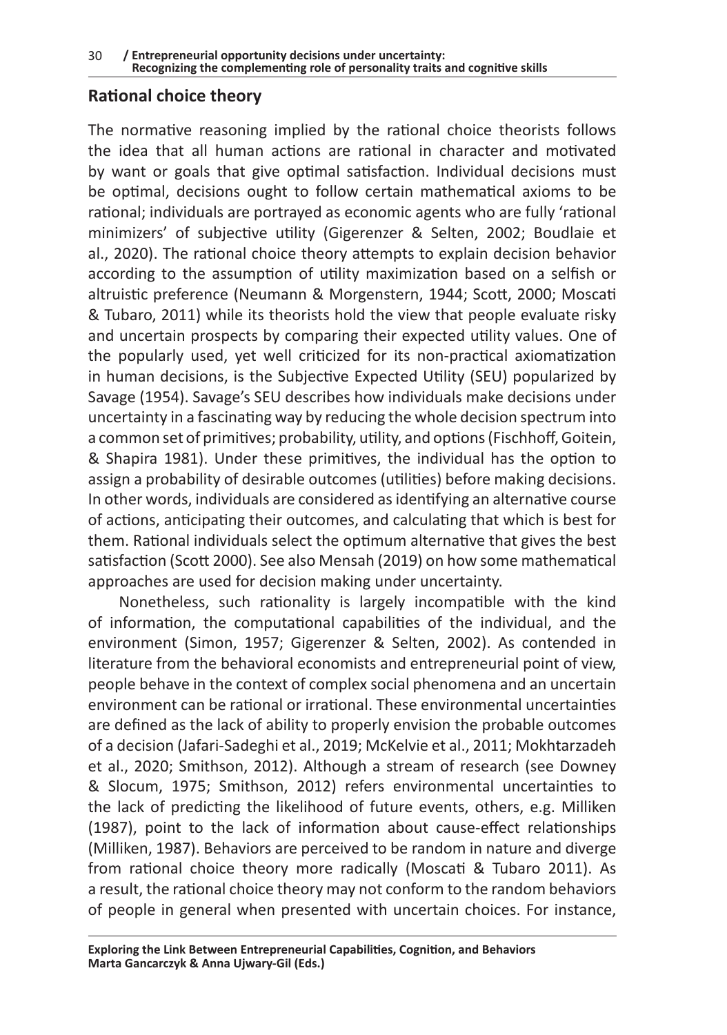## Rational choice theory

The normative reasoning implied by the rational choice theorists follows the idea that all human actions are rational in character and motivated by want or goals that give optimal satisfaction. Individual decisions must be optimal, decisions ought to follow certain mathematical axioms to be rational; individuals are portrayed as economic agents who are fully 'rational minimizers' of subjective utility (Gigerenzer & Selten, 2002; Boudlaie et al., 2020). The rational choice theory attempts to explain decision behavior according to the assumption of utility maximization based on a selfish or altruistic preference (Neumann & Morgenstern, 1944; Scott, 2000; Moscati & Tubaro, 2011) while its theorists hold the view that people evaluate risky and uncertain prospects by comparing their expected utility values. One of the popularly used, yet well criticized for its non-practical axiomatization in human decisions, is the Subjective Expected Utility (SEU) popularized by Savage (1954). Savage's SEU describes how individuals make decisions under uncertainty in a fascinating way by reducing the whole decision spectrum into a common set of primitives; probability, utility, and options (Fischhoff, Goitein, & Shapira 1981). Under these primitives, the individual has the option to assign a probability of desirable outcomes (utilities) before making decisions. In other words, individuals are considered as identifying an alternative course of actions, anticipating their outcomes, and calculating that which is best for them. Rational individuals select the optimum alternative that gives the best satisfaction (Scott 2000). See also Mensah (2019) on how some mathematical approaches are used for decision making under uncertainty.

Nonetheless, such rationality is largely incompatible with the kind of information, the computational capabilities of the individual, and the environment (Simon, 1957; Gigerenzer & Selten, 2002). As contended in literature from the behavioral economists and entrepreneurial point of view, people behave in the context of complex social phenomena and an uncertain environment can be rational or irrational. These environmental uncertainties are defined as the lack of ability to properly envision the probable outcomes of a decision (Jafari-Sadeghi et al., 2019; McKelvie et al., 2011; Mokhtarzadeh et al., 2020; Smithson, 2012). Although a stream of research (see Downey & Slocum, 1975; Smithson, 2012) refers environmental uncertainties to the lack of predicting the likelihood of future events, others, e.g. Milliken (1987), point to the lack of information about cause-effect relationships (Milliken, 1987). Behaviors are perceived to be random in nature and diverge from rational choice theory more radically (Moscati & Tubaro 2011). As a result, the rational choice theory may not conform to the random behaviors of people in general when presented with uncertain choices. For instance,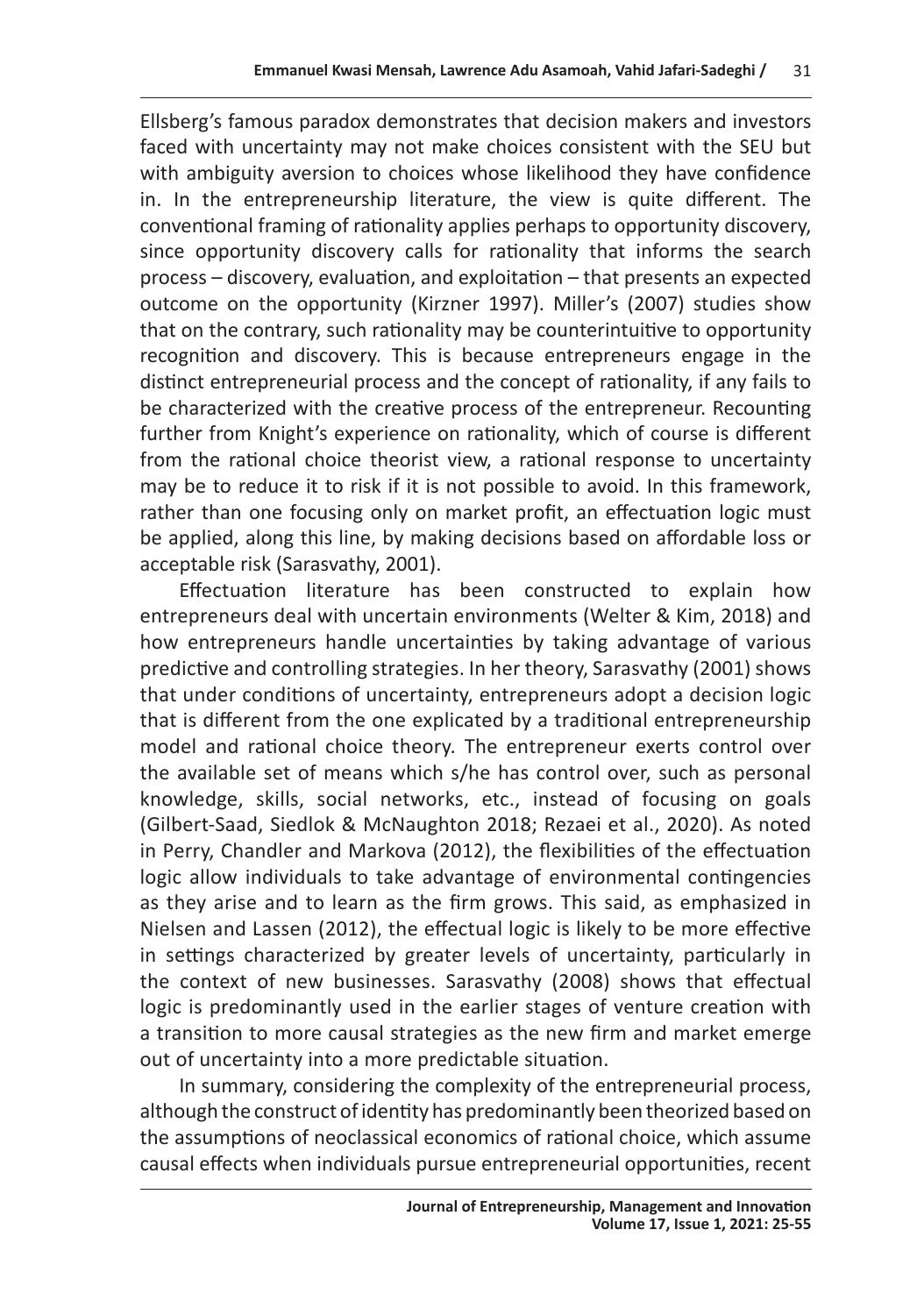Ellsberg's famous paradox demonstrates that decision makers and investors faced with uncertainty may not make choices consistent with the SEU but with ambiguity aversion to choices whose likelihood they have confidence in. In the entrepreneurship literature, the view is quite different. The conventional framing of rationality applies perhaps to opportunity discovery, since opportunity discovery calls for rationality that informs the search process – discovery, evaluation, and exploitation – that presents an expected outcome on the opportunity (Kirzner 1997). Miller's (2007) studies show that on the contrary, such rationality may be counterintuitive to opportunity recognition and discovery. This is because entrepreneurs engage in the distinct entrepreneurial process and the concept of rationality, if any fails to be characterized with the creative process of the entrepreneur. Recounting further from Knight's experience on rationality, which of course is different from the rational choice theorist view, a rational response to uncertainty may be to reduce it to risk if it is not possible to avoid. In this framework, rather than one focusing only on market profit, an effectuation logic must be applied, along this line, by making decisions based on affordable loss or acceptable risk (Sarasvathy, 2001).

Effectuation literature has been constructed to explain how entrepreneurs deal with uncertain environments (Welter & Kim, 2018) and how entrepreneurs handle uncertainties by taking advantage of various predictive and controlling strategies. In her theory, Sarasvathy (2001) shows that under conditions of uncertainty, entrepreneurs adopt a decision logic that is different from the one explicated by a traditional entrepreneurship model and rational choice theory. The entrepreneur exerts control over the available set of means which s/he has control over, such as personal knowledge, skills, social networks, etc., instead of focusing on goals (Gilbert-Saad, Siedlok & McNaughton 2018; Rezaei et al., 2020). As noted in Perry, Chandler and Markova (2012), the flexibilities of the effectuation logic allow individuals to take advantage of environmental contingencies as they arise and to learn as the firm grows. This said, as emphasized in Nielsen and Lassen (2012), the effectual logic is likely to be more effective in settings characterized by greater levels of uncertainty, particularly in the context of new businesses. Sarasvathy (2008) shows that effectual logic is predominantly used in the earlier stages of venture creation with a transition to more causal strategies as the new firm and market emerge out of uncertainty into a more predictable situation.

In summary, considering the complexity of the entrepreneurial process, although the construct of identity has predominantly been theorized based on the assumptions of neoclassical economics of rational choice, which assume causal effects when individuals pursue entrepreneurial opportunities, recent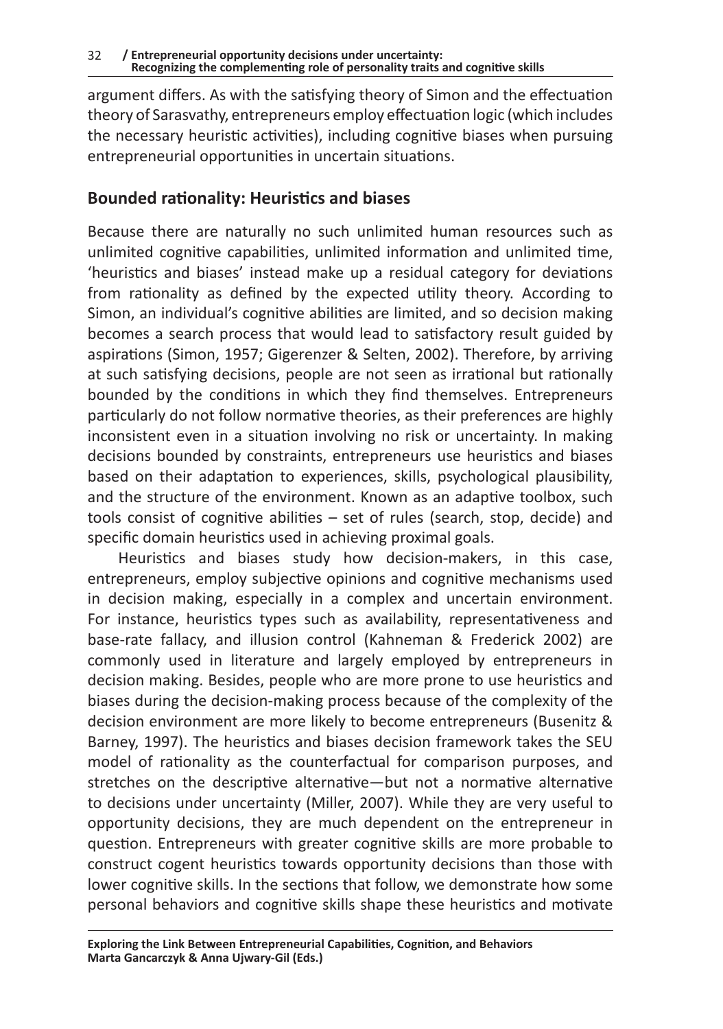argument differs. As with the satisfying theory of Simon and the effectuation theory of Sarasvathy, entrepreneurs employ effectuation logic (which includes the necessary heuristic activities), including cognitive biases when pursuing entrepreneurial opportunities in uncertain situations.

## Bounded rationality: Heuristics and biases

Because there are naturally no such unlimited human resources such as unlimited cognitive capabilities, unlimited information and unlimited time, 'heuristics and biases' instead make up a residual category for deviations from rationality as defined by the expected utility theory. According to Simon, an individual's cognitive abilities are limited, and so decision making becomes a search process that would lead to satisfactory result guided by aspirations (Simon, 1957; Gigerenzer & Selten, 2002). Therefore, by arriving at such satisfying decisions, people are not seen as irrational but rationally bounded by the conditions in which they find themselves. Entrepreneurs particularly do not follow normative theories, as their preferences are highly inconsistent even in a situation involving no risk or uncertainty. In making decisions bounded by constraints, entrepreneurs use heuristics and biases based on their adaptation to experiences, skills, psychological plausibility, and the structure of the environment. Known as an adaptive toolbox, such tools consist of cognitive abilities – set of rules (search, stop, decide) and specific domain heuristics used in achieving proximal goals.

Heuristics and biases study how decision-makers, in this case, entrepreneurs, employ subjective opinions and cognitive mechanisms used in decision making, especially in a complex and uncertain environment. For instance, heuristics types such as availability, representativeness and base-rate fallacy, and illusion control (Kahneman & Frederick 2002) are commonly used in literature and largely employed by entrepreneurs in decision making. Besides, people who are more prone to use heuristics and biases during the decision-making process because of the complexity of the decision environment are more likely to become entrepreneurs (Busenitz & Barney, 1997). The heuristics and biases decision framework takes the SEU model of rationality as the counterfactual for comparison purposes, and stretches on the descriptive alternative—but not a normative alternative to decisions under uncertainty (Miller, 2007). While they are very useful to opportunity decisions, they are much dependent on the entrepreneur in question. Entrepreneurs with greater cognitive skills are more probable to construct cogent heuristics towards opportunity decisions than those with lower cognitive skills. In the sections that follow, we demonstrate how some personal behaviors and cognitive skills shape these heuristics and motivate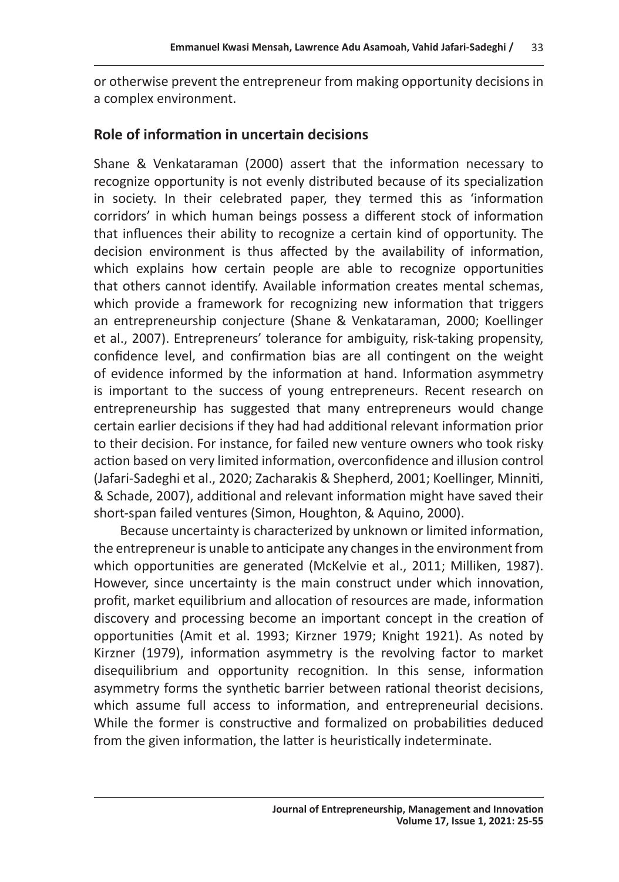or otherwise prevent the entrepreneur from making opportunity decisions in a complex environment.

## Role of information in uncertain decisions

Shane & Venkataraman (2000) assert that the information necessary to recognize opportunity is not evenly distributed because of its specialization in society. In their celebrated paper, they termed this as 'information corridors' in which human beings possess a different stock of information that influences their ability to recognize a certain kind of opportunity. The decision environment is thus affected by the availability of information, which explains how certain people are able to recognize opportunities that others cannot identify. Available information creates mental schemas, which provide a framework for recognizing new information that triggers an entrepreneurship conjecture (Shane & Venkataraman, 2000; Koellinger et al., 2007). Entrepreneurs' tolerance for ambiguity, risk-taking propensity, confidence level, and confirmation bias are all contingent on the weight of evidence informed by the information at hand. Information asymmetry is important to the success of young entrepreneurs. Recent research on entrepreneurship has suggested that many entrepreneurs would change certain earlier decisions if they had had additional relevant information prior to their decision. For instance, for failed new venture owners who took risky action based on very limited information, overconfidence and illusion control (Jafari-Sadeghi et al., 2020; Zacharakis & Shepherd, 2001; Koellinger, Minniti, & Schade, 2007), additional and relevant information might have saved their short-span failed ventures (Simon, Houghton, & Aquino, 2000).

Because uncertainty is characterized by unknown or limited information, the entrepreneur is unable to anticipate any changes in the environment from which opportunities are generated (McKelvie et al., 2011; Milliken, 1987). However, since uncertainty is the main construct under which innovation, profit, market equilibrium and allocation of resources are made, information discovery and processing become an important concept in the creation of opportunities (Amit et al. 1993; Kirzner 1979; Knight 1921). As noted by Kirzner (1979), information asymmetry is the revolving factor to market disequilibrium and opportunity recognition. In this sense, information asymmetry forms the synthetic barrier between rational theorist decisions, which assume full access to information, and entrepreneurial decisions. While the former is constructive and formalized on probabilities deduced from the given information, the latter is heuristically indeterminate.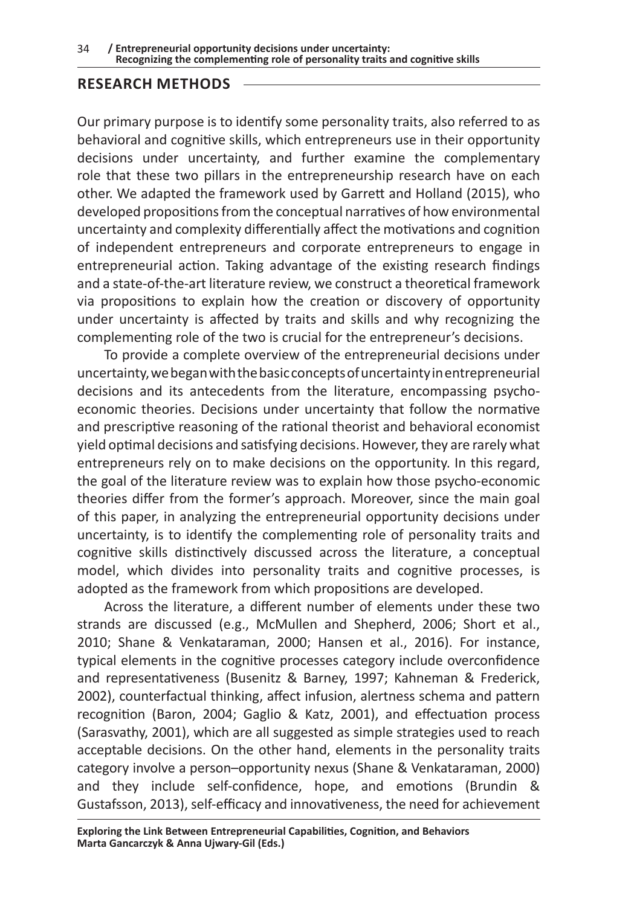## RESEARCH METHODS

Our primary purpose is to identify some personality traits, also referred to as behavioral and cognitive skills, which entrepreneurs use in their opportunity decisions under uncertainty, and further examine the complementary role that these two pillars in the entrepreneurship research have on each other. We adapted the framework used by Garrett and Holland (2015), who developed propositions from the conceptual narratives of how environmental uncertainty and complexity differentially affect the motivations and cognition of independent entrepreneurs and corporate entrepreneurs to engage in entrepreneurial action. Taking advantage of the existing research findings and a state-of-the-art literature review, we construct a theoretical framework via propositions to explain how the creation or discovery of opportunity under uncertainty is affected by traits and skills and why recognizing the complementing role of the two is crucial for the entrepreneur's decisions.

To provide a complete overview of the entrepreneurial decisions under uncertainty, we began with the basic concepts of uncertainty in entrepreneurial decisions and its antecedents from the literature, encompassing psycho-economic theories. Decisions under uncertainty that follow the normative and prescriptive reasoning of the rational theorist and behavioral economist yield optimal decisions and satisfying decisions. However, they are rarely what entrepreneurs rely on to make decisions on the opportunity. In this regard, the goal of the literature review was to explain how those psycho-economic theories differ from the former's approach. Moreover, since the main goal of this paper, in analyzing the entrepreneurial opportunity decisions under uncertainty, is to identify the complementing role of personality traits and cognitive skills distinctively discussed across the literature, a conceptual model, which divides into personality traits and cognitive processes, is adopted as the framework from which propositions are developed.

Across the literature, a different number of elements under these two strands are discussed (e.g., McMullen and Shepherd, 2006; Short et al., 2010; Shane & Venkataraman, 2000; Hansen et al., 2016). For instance, typical elements in the cognitive processes category include overconfidence and representativeness (Busenitz & Barney, 1997; Kahneman & Frederick, 2002), counterfactual thinking, affect infusion, alertness schema and pattern recognition (Baron, 2004; Gaglio & Katz, 2001), and effectuation process (Sarasvathy, 2001), which are all suggested as simple strategies used to reach acceptable decisions. On the other hand, elements in the personality traits category involve a person–opportunity nexus (Shane & Venkataraman, 2000) and they include self-confidence, hope, and emotions (Brundin & Gustafsson, 2013), self-efficacy and innovativeness, the need for achievement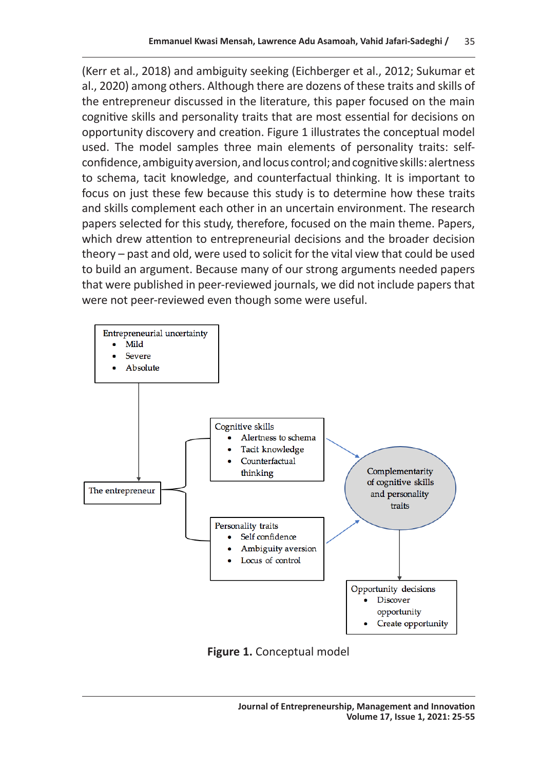(Kerr et al., 2018) and ambiguity seeking (Eichberger et al., 2012; Sukumar et al., 2020) among others. Although there are dozens of these traits and skills of the entrepreneur discussed in the literature, this paper focused on the main cognitive skills and personality traits that are most essential for decisions on opportunity discovery and creation. Figure 1 illustrates the conceptual model used. The model samples three main elements of personality traits: self-confidence, ambiguity aversion, and locus control; and cognitive skills: alertness to schema, tacit knowledge, and counterfactual thinking. It is important to focus on just these few because this study is to determine how these traits and skills complement each other in an uncertain environment. The research papers selected for this study, therefore, focused on the main theme. Papers, which drew attention to entrepreneurial decisions and the broader decision theory – past and old, were used to solicit for the vital view that could be used to build an argument. Because many of our strong arguments needed papers that were published in peer-reviewed journals, we did not include papers that were not peer-reviewed even though some were useful.

Entrepreneurial uncertainty
- Mild
- Severe
- Absolute

The entrepreneur

Cognitive skills
- Alertness to schema
- Tacit knowledge
- Counterfactual thinking

Personality traits
- Self confidence
- Ambiguity aversion
- Locus of control

Complementarity of cognitive skills and personality traits

Opportunity decisions
- Discover opportunity
- Create opportunity

**Figure 1.** Conceptual model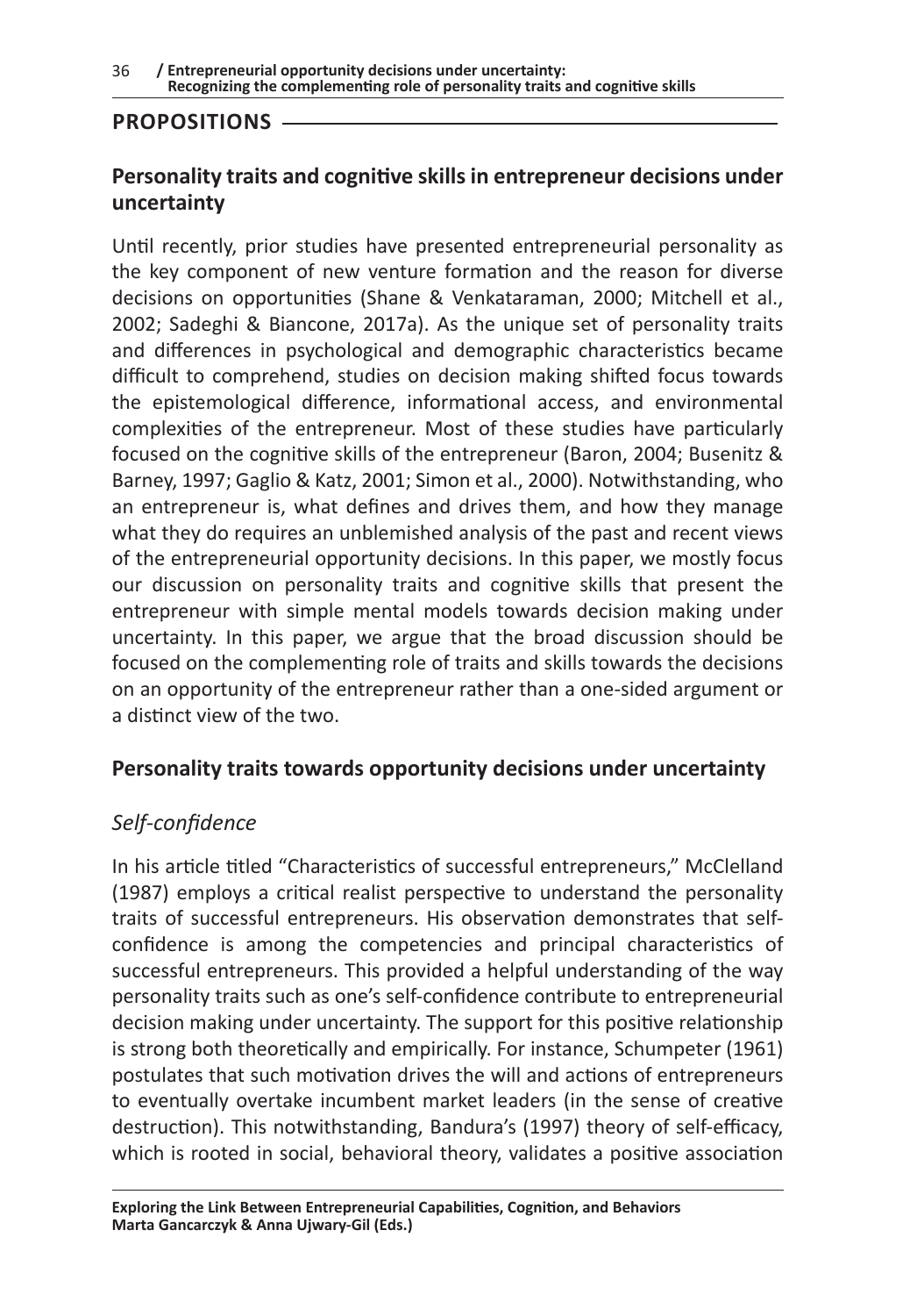## PROPOSITIONS

### Personality traits and cognitive skills in entrepreneur decisions under uncertainty

Until recently, prior studies have presented entrepreneurial personality as the key component of new venture formation and the reason for diverse decisions on opportunities (Shane & Venkataraman, 2000; Mitchell et al., 2002; Sadeghi & Biancone, 2017a). As the unique set of personality traits and differences in psychological and demographic characteristics became difficult to comprehend, studies on decision making shifted focus towards the epistemological difference, informational access, and environmental complexities of the entrepreneur. Most of these studies have particularly focused on the cognitive skills of the entrepreneur (Baron, 2004; Busenitz & Barney, 1997; Gaglio & Katz, 2001; Simon et al., 2000). Notwithstanding, who an entrepreneur is, what defines and drives them, and how they manage what they do requires an unblemished analysis of the past and recent views of the entrepreneurial opportunity decisions. In this paper, we mostly focus our discussion on personality traits and cognitive skills that present the entrepreneur with simple mental models towards decision making under uncertainty. In this paper, we argue that the broad discussion should be focused on the complementing role of traits and skills towards the decisions on an opportunity of the entrepreneur rather than a one-sided argument or a distinct view of the two.

### Personality traits towards opportunity decisions under uncertainty

#### *Self-confidence*

In his article titled "Characteristics of successful entrepreneurs," McClelland (1987) employs a critical realist perspective to understand the personality traits of successful entrepreneurs. His observation demonstrates that self-confidence is among the competencies and principal characteristics of successful entrepreneurs. This provided a helpful understanding of the way personality traits such as one's self-confidence contribute to entrepreneurial decision making under uncertainty. The support for this positive relationship is strong both theoretically and empirically. For instance, Schumpeter (1961) postulates that such motivation drives the will and actions of entrepreneurs to eventually overtake incumbent market leaders (in the sense of creative destruction). This notwithstanding, Bandura's (1997) theory of self-efficacy, which is rooted in social, behavioral theory, validates a positive association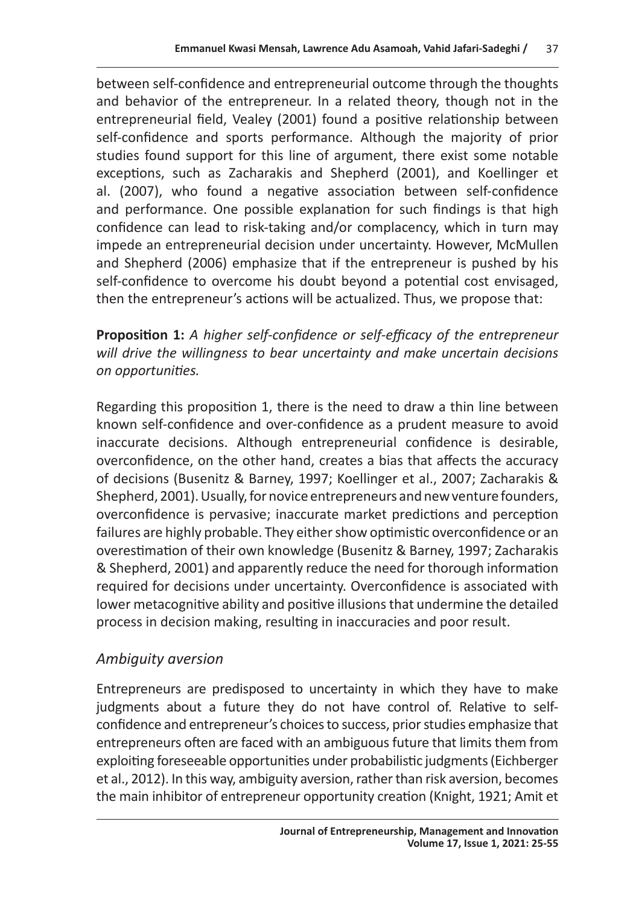between self-confidence and entrepreneurial outcome through the thoughts and behavior of the entrepreneur. In a related theory, though not in the entrepreneurial field, Vealey (2001) found a positive relationship between self-confidence and sports performance. Although the majority of prior studies found support for this line of argument, there exist some notable exceptions, such as Zacharakis and Shepherd (2001), and Koellinger et al. (2007), who found a negative association between self-confidence and performance. One possible explanation for such findings is that high confidence can lead to risk-taking and/or complacency, which in turn may impede an entrepreneurial decision under uncertainty. However, McMullen and Shepherd (2006) emphasize that if the entrepreneur is pushed by his self-confidence to overcome his doubt beyond a potential cost envisaged, then the entrepreneur's actions will be actualized. Thus, we propose that:

**Proposition 1:** *A higher self-confidence or self-efficacy of the entrepreneur will drive the willingness to bear uncertainty and make uncertain decisions on opportunities.*

Regarding this proposition 1, there is the need to draw a thin line between known self-confidence and over-confidence as a prudent measure to avoid inaccurate decisions. Although entrepreneurial confidence is desirable, overconfidence, on the other hand, creates a bias that affects the accuracy of decisions (Busenitz & Barney, 1997; Koellinger et al., 2007; Zacharakis & Shepherd, 2001). Usually, for novice entrepreneurs and new venture founders, overconfidence is pervasive; inaccurate market predictions and perception failures are highly probable. They either show optimistic overconfidence or an overestimation of their own knowledge (Busenitz & Barney, 1997; Zacharakis & Shepherd, 2001) and apparently reduce the need for thorough information required for decisions under uncertainty. Overconfidence is associated with lower metacognitive ability and positive illusions that undermine the detailed process in decision making, resulting in inaccuracies and poor result.

### *Ambiguity aversion*

Entrepreneurs are predisposed to uncertainty in which they have to make judgments about a future they do not have control of. Relative to self-confidence and entrepreneur's choices to success, prior studies emphasize that entrepreneurs often are faced with an ambiguous future that limits them from exploiting foreseeable opportunities under probabilistic judgments (Eichberger et al., 2012). In this way, ambiguity aversion, rather than risk aversion, becomes the main inhibitor of entrepreneur opportunity creation (Knight, 1921; Amit et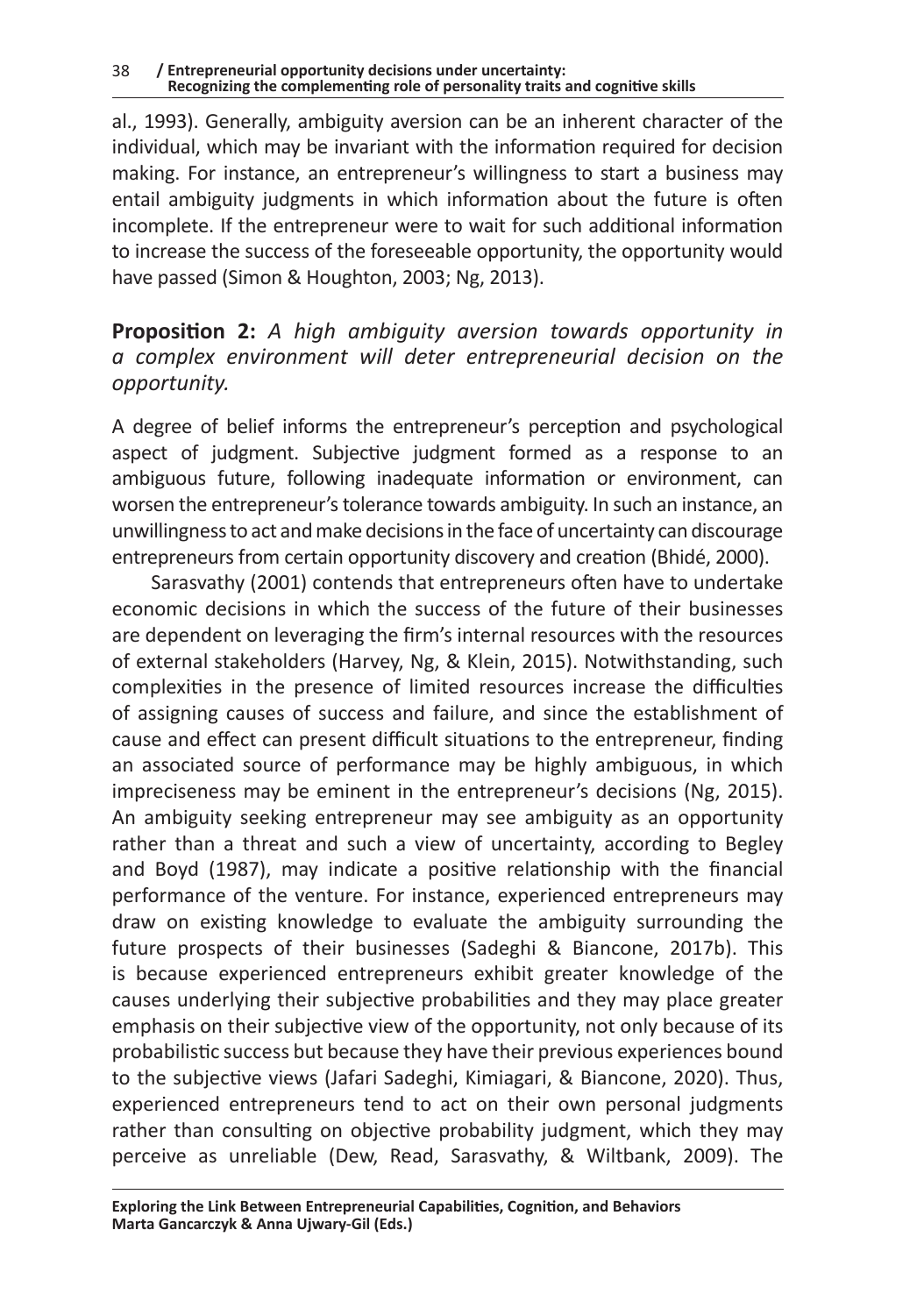al., 1993). Generally, ambiguity aversion can be an inherent character of the individual, which may be invariant with the information required for decision making. For instance, an entrepreneur's willingness to start a business may entail ambiguity judgments in which information about the future is often incomplete. If the entrepreneur were to wait for such additional information to increase the success of the foreseeable opportunity, the opportunity would have passed (Simon & Houghton, 2003; Ng, 2013).

**Proposition 2:** *A high ambiguity aversion towards opportunity in a complex environment will deter entrepreneurial decision on the opportunity.*

A degree of belief informs the entrepreneur's perception and psychological aspect of judgment. Subjective judgment formed as a response to an ambiguous future, following inadequate information or environment, can worsen the entrepreneur's tolerance towards ambiguity. In such an instance, an unwillingness to act and make decisions in the face of uncertainty can discourage entrepreneurs from certain opportunity discovery and creation (Bhidé, 2000).

Sarasvathy (2001) contends that entrepreneurs often have to undertake economic decisions in which the success of the future of their businesses are dependent on leveraging the firm's internal resources with the resources of external stakeholders (Harvey, Ng, & Klein, 2015). Notwithstanding, such complexities in the presence of limited resources increase the difficulties of assigning causes of success and failure, and since the establishment of cause and effect can present difficult situations to the entrepreneur, finding an associated source of performance may be highly ambiguous, in which impreciseness may be eminent in the entrepreneur's decisions (Ng, 2015). An ambiguity seeking entrepreneur may see ambiguity as an opportunity rather than a threat and such a view of uncertainty, according to Begley and Boyd (1987), may indicate a positive relationship with the financial performance of the venture. For instance, experienced entrepreneurs may draw on existing knowledge to evaluate the ambiguity surrounding the future prospects of their businesses (Sadeghi & Biancone, 2017b). This is because experienced entrepreneurs exhibit greater knowledge of the causes underlying their subjective probabilities and they may place greater emphasis on their subjective view of the opportunity, not only because of its probabilistic success but because they have their previous experiences bound to the subjective views (Jafari Sadeghi, Kimiagari, & Biancone, 2020). Thus, experienced entrepreneurs tend to act on their own personal judgments rather than consulting on objective probability judgment, which they may perceive as unreliable (Dew, Read, Sarasvathy, & Wiltbank, 2009). The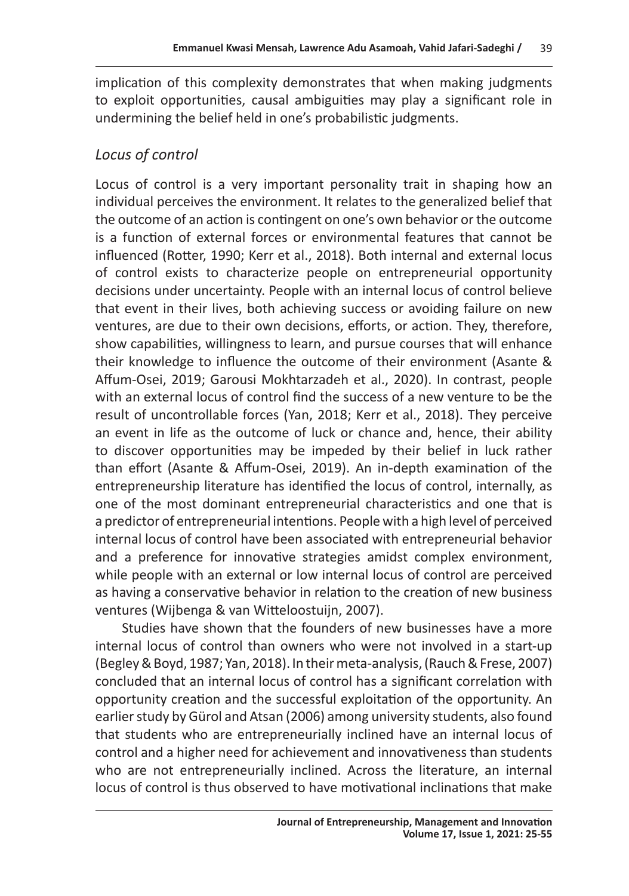implication of this complexity demonstrates that when making judgments to exploit opportunities, causal ambiguities may play a significant role in undermining the belief held in one's probabilistic judgments.

### *Locus of control*

Locus of control is a very important personality trait in shaping how an individual perceives the environment. It relates to the generalized belief that the outcome of an action is contingent on one's own behavior or the outcome is a function of external forces or environmental features that cannot be influenced (Rotter, 1990; Kerr et al., 2018). Both internal and external locus of control exists to characterize people on entrepreneurial opportunity decisions under uncertainty. People with an internal locus of control believe that event in their lives, both achieving success or avoiding failure on new ventures, are due to their own decisions, efforts, or action. They, therefore, show capabilities, willingness to learn, and pursue courses that will enhance their knowledge to influence the outcome of their environment (Asante & Affum-Osei, 2019; Garousi Mokhtarzadeh et al., 2020). In contrast, people with an external locus of control find the success of a new venture to be the result of uncontrollable forces (Yan, 2018; Kerr et al., 2018). They perceive an event in life as the outcome of luck or chance and, hence, their ability to discover opportunities may be impeded by their belief in luck rather than effort (Asante & Affum-Osei, 2019). An in-depth examination of the entrepreneurship literature has identified the locus of control, internally, as one of the most dominant entrepreneurial characteristics and one that is a predictor of entrepreneurial intentions. People with a high level of perceived internal locus of control have been associated with entrepreneurial behavior and a preference for innovative strategies amidst complex environment, while people with an external or low internal locus of control are perceived as having a conservative behavior in relation to the creation of new business ventures (Wijbenga & van Witteloostuijn, 2007).

Studies have shown that the founders of new businesses have a more internal locus of control than owners who were not involved in a start-up (Begley & Boyd, 1987; Yan, 2018). In their meta-analysis, (Rauch & Frese, 2007) concluded that an internal locus of control has a significant correlation with opportunity creation and the successful exploitation of the opportunity. An earlier study by Gürol and Atsan (2006) among university students, also found that students who are entrepreneurially inclined have an internal locus of control and a higher need for achievement and innovativeness than students who are not entrepreneurially inclined. Across the literature, an internal locus of control is thus observed to have motivational inclinations that make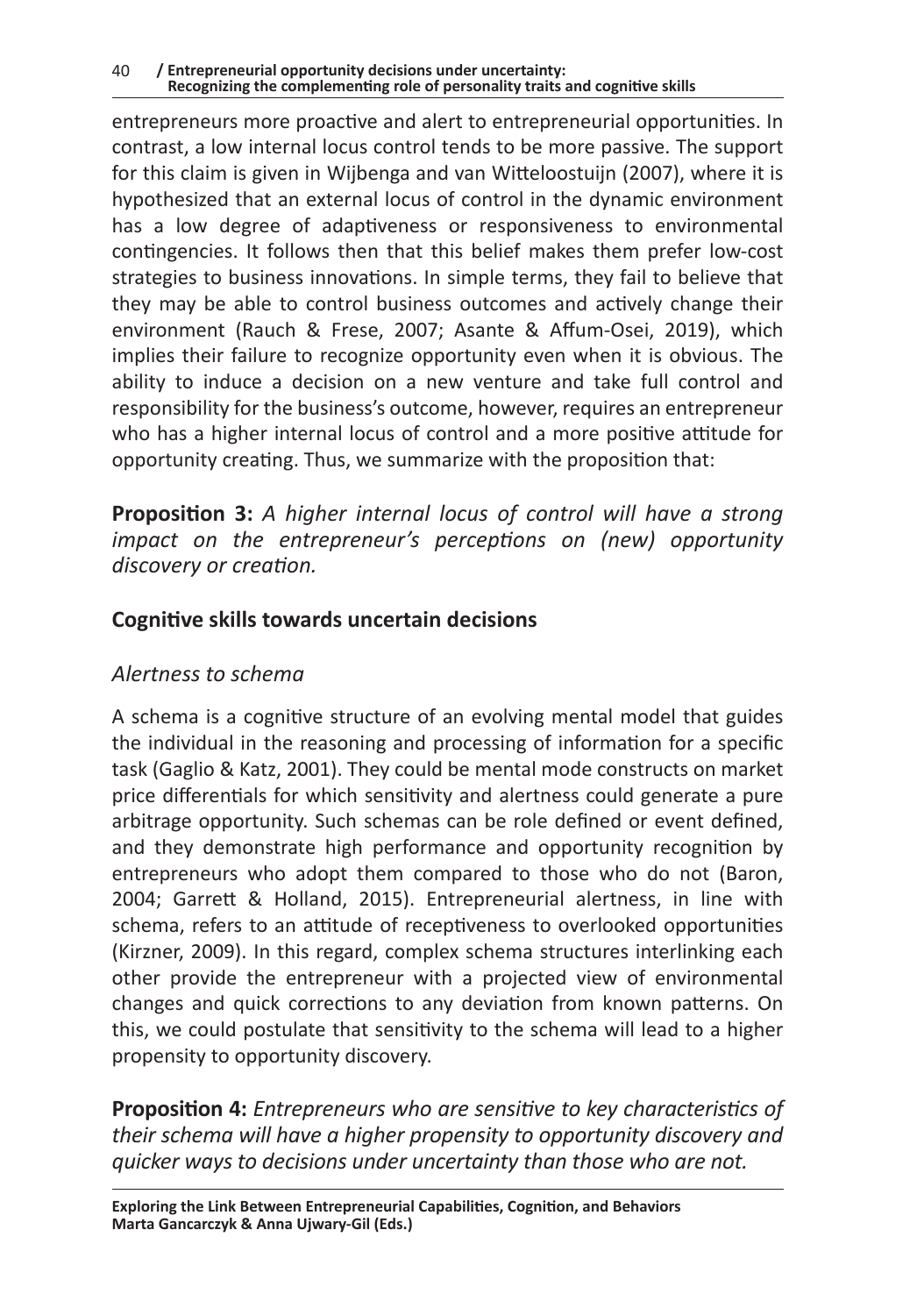entrepreneurs more proactive and alert to entrepreneurial opportunities. In contrast, a low internal locus control tends to be more passive. The support for this claim is given in Wijbenga and van Witteloostuijn (2007), where it is hypothesized that an external locus of control in the dynamic environment has a low degree of adaptiveness or responsiveness to environmental contingencies. It follows then that this belief makes them prefer low-cost strategies to business innovations. In simple terms, they fail to believe that they may be able to control business outcomes and actively change their environment (Rauch & Frese, 2007; Asante & Affum-Osei, 2019), which implies their failure to recognize opportunity even when it is obvious. The ability to induce a decision on a new venture and take full control and responsibility for the business's outcome, however, requires an entrepreneur who has a higher internal locus of control and a more positive attitude for opportunity creating. Thus, we summarize with the proposition that:

**Proposition 3:** *A higher internal locus of control will have a strong impact on the entrepreneur's perceptions on (new) opportunity discovery or creation.*

## Cognitive skills towards uncertain decisions

### *Alertness to schema*

A schema is a cognitive structure of an evolving mental model that guides the individual in the reasoning and processing of information for a specific task (Gaglio & Katz, 2001). They could be mental mode constructs on market price differentials for which sensitivity and alertness could generate a pure arbitrage opportunity. Such schemas can be role defined or event defined, and they demonstrate high performance and opportunity recognition by entrepreneurs who adopt them compared to those who do not (Baron, 2004; Garrett & Holland, 2015). Entrepreneurial alertness, in line with schema, refers to an attitude of receptiveness to overlooked opportunities (Kirzner, 2009). In this regard, complex schema structures interlinking each other provide the entrepreneur with a projected view of environmental changes and quick corrections to any deviation from known patterns. On this, we could postulate that sensitivity to the schema will lead to a higher propensity to opportunity discovery.

**Proposition 4:** *Entrepreneurs who are sensitive to key characteristics of their schema will have a higher propensity to opportunity discovery and quicker ways to decisions under uncertainty than those who are not.*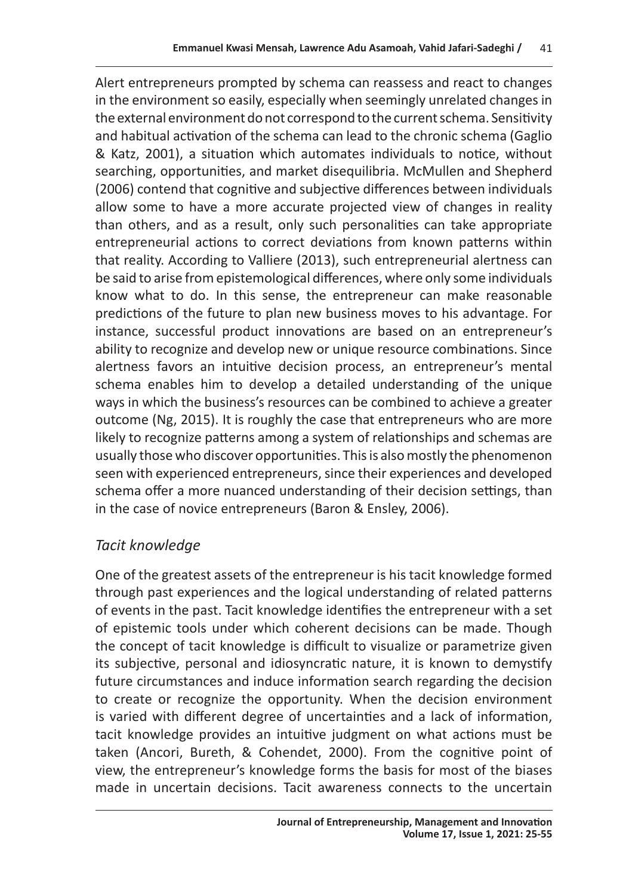Alert entrepreneurs prompted by schema can reassess and react to changes in the environment so easily, especially when seemingly unrelated changes in the external environment do not correspond to the current schema. Sensitivity and habitual activation of the schema can lead to the chronic schema (Gaglio & Katz, 2001), a situation which automates individuals to notice, without searching, opportunities, and market disequilibria. McMullen and Shepherd (2006) contend that cognitive and subjective differences between individuals allow some to have a more accurate projected view of changes in reality than others, and as a result, only such personalities can take appropriate entrepreneurial actions to correct deviations from known patterns within that reality. According to Valliere (2013), such entrepreneurial alertness can be said to arise from epistemological differences, where only some individuals know what to do. In this sense, the entrepreneur can make reasonable predictions of the future to plan new business moves to his advantage. For instance, successful product innovations are based on an entrepreneur's ability to recognize and develop new or unique resource combinations. Since alertness favors an intuitive decision process, an entrepreneur's mental schema enables him to develop a detailed understanding of the unique ways in which the business's resources can be combined to achieve a greater outcome (Ng, 2015). It is roughly the case that entrepreneurs who are more likely to recognize patterns among a system of relationships and schemas are usually those who discover opportunities. This is also mostly the phenomenon seen with experienced entrepreneurs, since their experiences and developed schema offer a more nuanced understanding of their decision settings, than in the case of novice entrepreneurs (Baron & Ensley, 2006).

### *Tacit knowledge*

One of the greatest assets of the entrepreneur is his tacit knowledge formed through past experiences and the logical understanding of related patterns of events in the past. Tacit knowledge identifies the entrepreneur with a set of epistemic tools under which coherent decisions can be made. Though the concept of tacit knowledge is difficult to visualize or parametrize given its subjective, personal and idiosyncratic nature, it is known to demystify future circumstances and induce information search regarding the decision to create or recognize the opportunity. When the decision environment is varied with different degree of uncertainties and a lack of information, tacit knowledge provides an intuitive judgment on what actions must be taken (Ancori, Bureth, & Cohendet, 2000). From the cognitive point of view, the entrepreneur's knowledge forms the basis for most of the biases made in uncertain decisions. Tacit awareness connects to the uncertain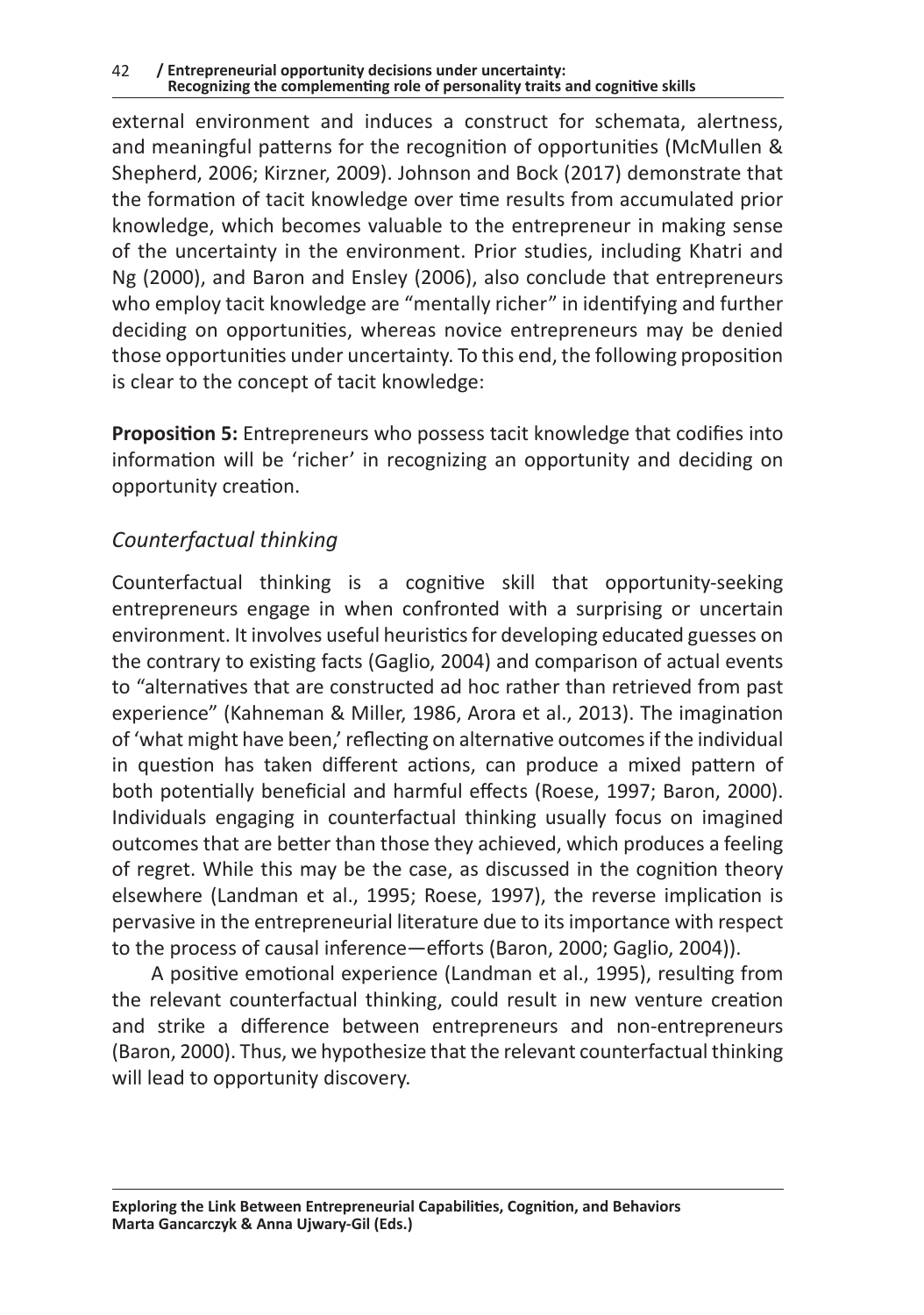external environment and induces a construct for schemata, alertness, and meaningful patterns for the recognition of opportunities (McMullen & Shepherd, 2006; Kirzner, 2009). Johnson and Bock (2017) demonstrate that the formation of tacit knowledge over time results from accumulated prior knowledge, which becomes valuable to the entrepreneur in making sense of the uncertainty in the environment. Prior studies, including Khatri and Ng (2000), and Baron and Ensley (2006), also conclude that entrepreneurs who employ tacit knowledge are "mentally richer" in identifying and further deciding on opportunities, whereas novice entrepreneurs may be denied those opportunities under uncertainty. To this end, the following proposition is clear to the concept of tacit knowledge:

**Proposition 5:** Entrepreneurs who possess tacit knowledge that codifies into information will be 'richer' in recognizing an opportunity and deciding on opportunity creation.

### *Counterfactual thinking*

Counterfactual thinking is a cognitive skill that opportunity-seeking entrepreneurs engage in when confronted with a surprising or uncertain environment. It involves useful heuristics for developing educated guesses on the contrary to existing facts (Gaglio, 2004) and comparison of actual events to "alternatives that are constructed ad hoc rather than retrieved from past experience" (Kahneman & Miller, 1986, Arora et al., 2013). The imagination of 'what might have been,' reflecting on alternative outcomes if the individual in question has taken different actions, can produce a mixed pattern of both potentially beneficial and harmful effects (Roese, 1997; Baron, 2000). Individuals engaging in counterfactual thinking usually focus on imagined outcomes that are better than those they achieved, which produces a feeling of regret. While this may be the case, as discussed in the cognition theory elsewhere (Landman et al., 1995; Roese, 1997), the reverse implication is pervasive in the entrepreneurial literature due to its importance with respect to the process of causal inference—efforts (Baron, 2000; Gaglio, 2004)).

A positive emotional experience (Landman et al., 1995), resulting from the relevant counterfactual thinking, could result in new venture creation and strike a difference between entrepreneurs and non-entrepreneurs (Baron, 2000). Thus, we hypothesize that the relevant counterfactual thinking will lead to opportunity discovery.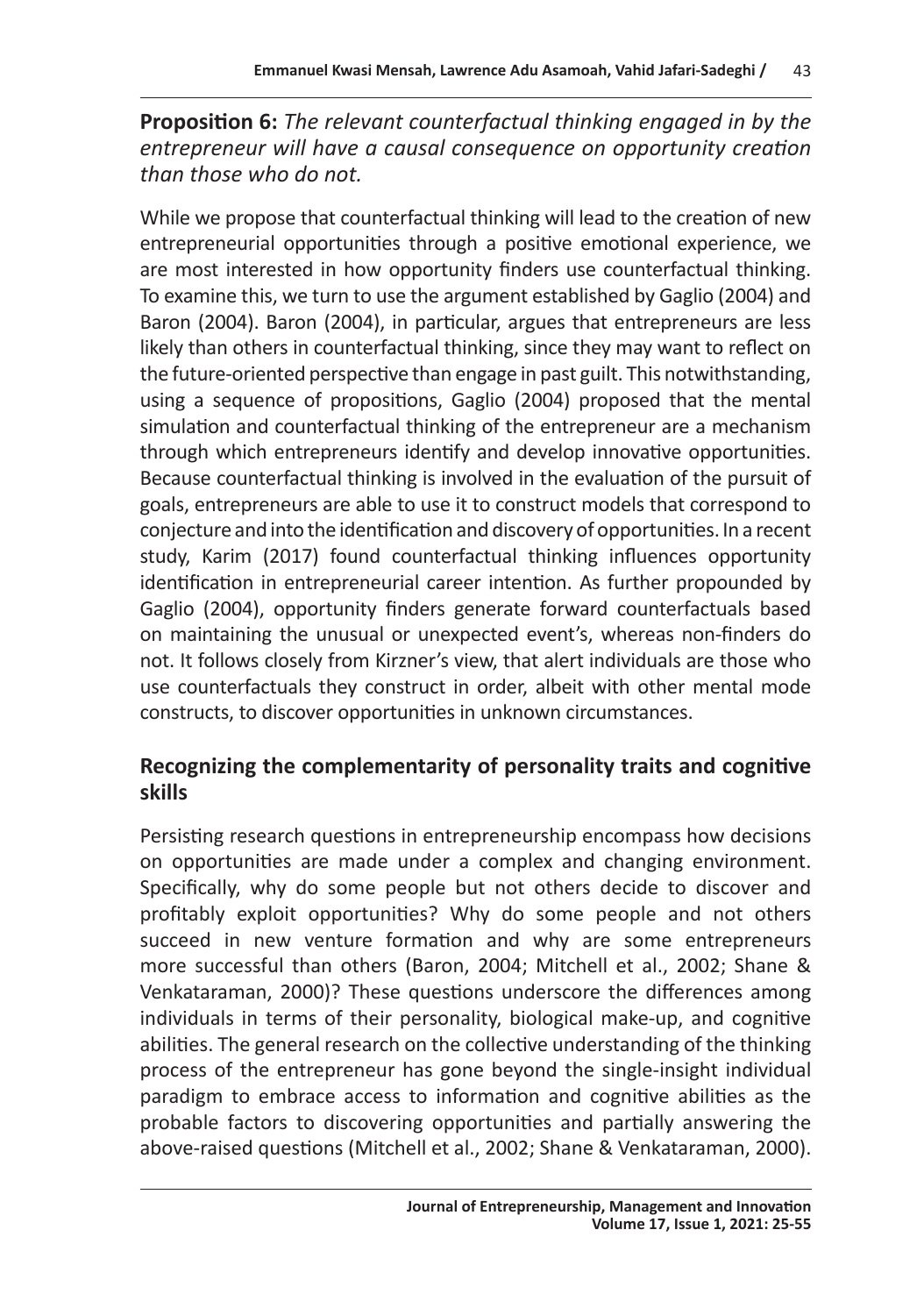**Proposition 6:** *The relevant counterfactual thinking engaged in by the entrepreneur will have a causal consequence on opportunity creation than those who do not.*

While we propose that counterfactual thinking will lead to the creation of new entrepreneurial opportunities through a positive emotional experience, we are most interested in how opportunity finders use counterfactual thinking. To examine this, we turn to use the argument established by Gaglio (2004) and Baron (2004). Baron (2004), in particular, argues that entrepreneurs are less likely than others in counterfactual thinking, since they may want to reflect on the future-oriented perspective than engage in past guilt. This notwithstanding, using a sequence of propositions, Gaglio (2004) proposed that the mental simulation and counterfactual thinking of the entrepreneur are a mechanism through which entrepreneurs identify and develop innovative opportunities. Because counterfactual thinking is involved in the evaluation of the pursuit of goals, entrepreneurs are able to use it to construct models that correspond to conjecture and into the identification and discovery of opportunities. In a recent study, Karim (2017) found counterfactual thinking influences opportunity identification in entrepreneurial career intention. As further propounded by Gaglio (2004), opportunity finders generate forward counterfactuals based on maintaining the unusual or unexpected event's, whereas non-finders do not. It follows closely from Kirzner's view, that alert individuals are those who use counterfactuals they construct in order, albeit with other mental mode constructs, to discover opportunities in unknown circumstances.

## Recognizing the complementarity of personality traits and cognitive skills

Persisting research questions in entrepreneurship encompass how decisions on opportunities are made under a complex and changing environment. Specifically, why do some people but not others decide to discover and profitably exploit opportunities? Why do some people and not others succeed in new venture formation and why are some entrepreneurs more successful than others (Baron, 2004; Mitchell et al., 2002; Shane & Venkataraman, 2000)? These questions underscore the differences among individuals in terms of their personality, biological make-up, and cognitive abilities. The general research on the collective understanding of the thinking process of the entrepreneur has gone beyond the single-insight individual paradigm to embrace access to information and cognitive abilities as the probable factors to discovering opportunities and partially answering the above-raised questions (Mitchell et al., 2002; Shane & Venkataraman, 2000).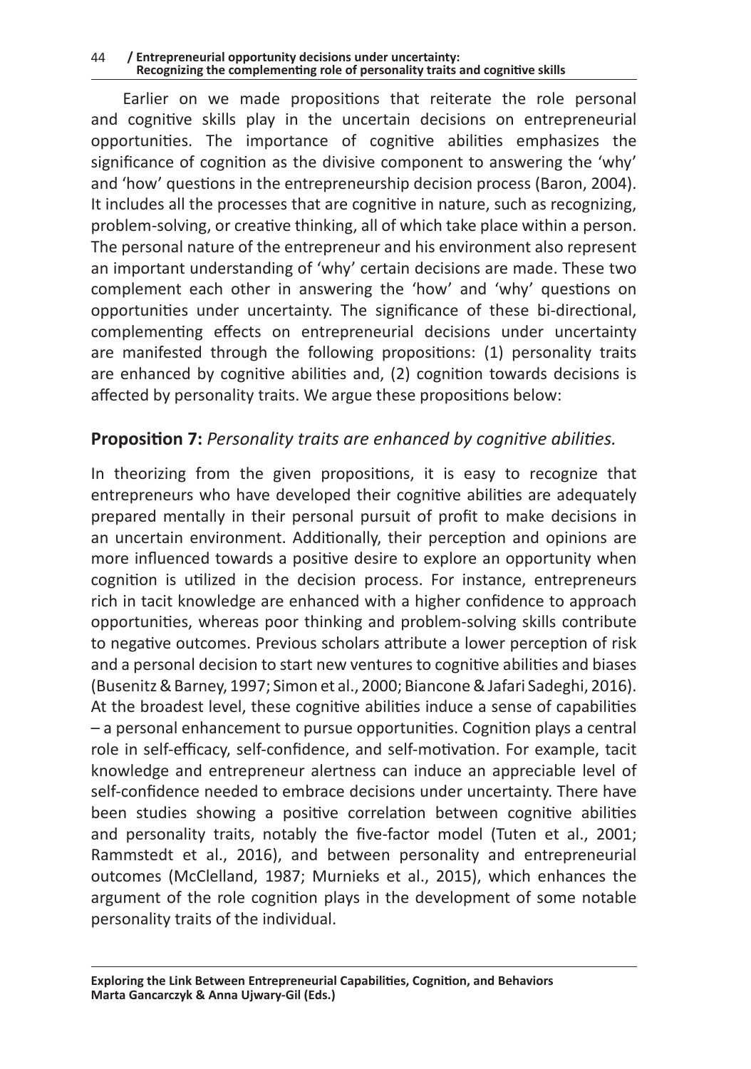Earlier on we made propositions that reiterate the role personal and cognitive skills play in the uncertain decisions on entrepreneurial opportunities. The importance of cognitive abilities emphasizes the significance of cognition as the divisive component to answering the 'why' and 'how' questions in the entrepreneurship decision process (Baron, 2004). It includes all the processes that are cognitive in nature, such as recognizing, problem-solving, or creative thinking, all of which take place within a person. The personal nature of the entrepreneur and his environment also represent an important understanding of 'why' certain decisions are made. These two complement each other in answering the 'how' and 'why' questions on opportunities under uncertainty. The significance of these bi-directional, complementing effects on entrepreneurial decisions under uncertainty are manifested through the following propositions: (1) personality traits are enhanced by cognitive abilities and, (2) cognition towards decisions is affected by personality traits. We argue these propositions below:

**Proposition 7:** *Personality traits are enhanced by cognitive abilities.*

In theorizing from the given propositions, it is easy to recognize that entrepreneurs who have developed their cognitive abilities are adequately prepared mentally in their personal pursuit of profit to make decisions in an uncertain environment. Additionally, their perception and opinions are more influenced towards a positive desire to explore an opportunity when cognition is utilized in the decision process. For instance, entrepreneurs rich in tacit knowledge are enhanced with a higher confidence to approach opportunities, whereas poor thinking and problem-solving skills contribute to negative outcomes. Previous scholars attribute a lower perception of risk and a personal decision to start new ventures to cognitive abilities and biases (Busenitz & Barney, 1997; Simon et al., 2000; Biancone & Jafari Sadeghi, 2016). At the broadest level, these cognitive abilities induce a sense of capabilities – a personal enhancement to pursue opportunities. Cognition plays a central role in self-efficacy, self-confidence, and self-motivation. For example, tacit knowledge and entrepreneur alertness can induce an appreciable level of self-confidence needed to embrace decisions under uncertainty. There have been studies showing a positive correlation between cognitive abilities and personality traits, notably the five-factor model (Tuten et al., 2001; Rammstedt et al., 2016), and between personality and entrepreneurial outcomes (McClelland, 1987; Murnieks et al., 2015), which enhances the argument of the role cognition plays in the development of some notable personality traits of the individual.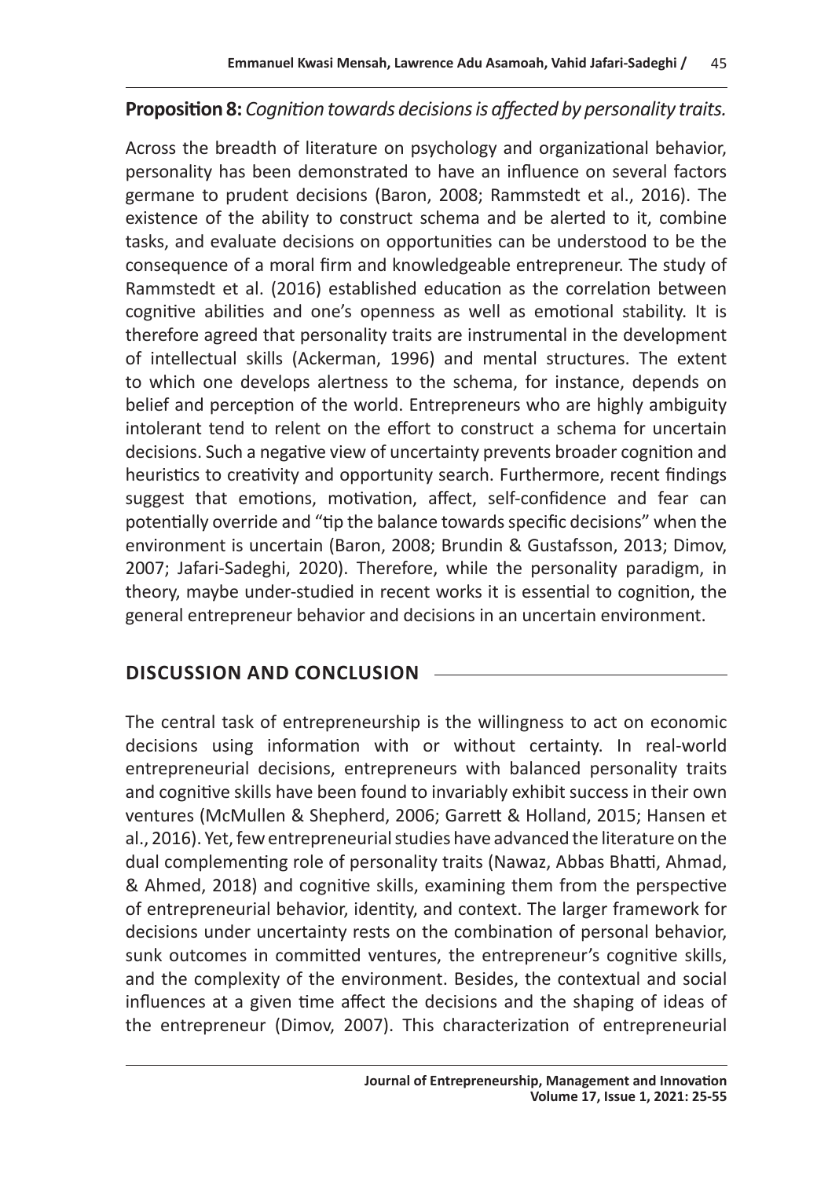**Proposition 8:** *Cognition towards decisions is affected by personality traits.*

Across the breadth of literature on psychology and organizational behavior, personality has been demonstrated to have an influence on several factors germane to prudent decisions (Baron, 2008; Rammstedt et al., 2016). The existence of the ability to construct schema and be alerted to it, combine tasks, and evaluate decisions on opportunities can be understood to be the consequence of a moral firm and knowledgeable entrepreneur. The study of Rammstedt et al. (2016) established education as the correlation between cognitive abilities and one's openness as well as emotional stability. It is therefore agreed that personality traits are instrumental in the development of intellectual skills (Ackerman, 1996) and mental structures. The extent to which one develops alertness to the schema, for instance, depends on belief and perception of the world. Entrepreneurs who are highly ambiguity intolerant tend to relent on the effort to construct a schema for uncertain decisions. Such a negative view of uncertainty prevents broader cognition and heuristics to creativity and opportunity search. Furthermore, recent findings suggest that emotions, motivation, affect, self-confidence and fear can potentially override and "tip the balance towards specific decisions" when the environment is uncertain (Baron, 2008; Brundin & Gustafsson, 2013; Dimov, 2007; Jafari-Sadeghi, 2020). Therefore, while the personality paradigm, in theory, maybe under-studied in recent works it is essential to cognition, the general entrepreneur behavior and decisions in an uncertain environment.

## DISCUSSION AND CONCLUSION

The central task of entrepreneurship is the willingness to act on economic decisions using information with or without certainty. In real-world entrepreneurial decisions, entrepreneurs with balanced personality traits and cognitive skills have been found to invariably exhibit success in their own ventures (McMullen & Shepherd, 2006; Garrett & Holland, 2015; Hansen et al., 2016). Yet, few entrepreneurial studies have advanced the literature on the dual complementing role of personality traits (Nawaz, Abbas Bhatti, Ahmad, & Ahmed, 2018) and cognitive skills, examining them from the perspective of entrepreneurial behavior, identity, and context. The larger framework for decisions under uncertainty rests on the combination of personal behavior, sunk outcomes in committed ventures, the entrepreneur's cognitive skills, and the complexity of the environment. Besides, the contextual and social influences at a given time affect the decisions and the shaping of ideas of the entrepreneur (Dimov, 2007). This characterization of entrepreneurial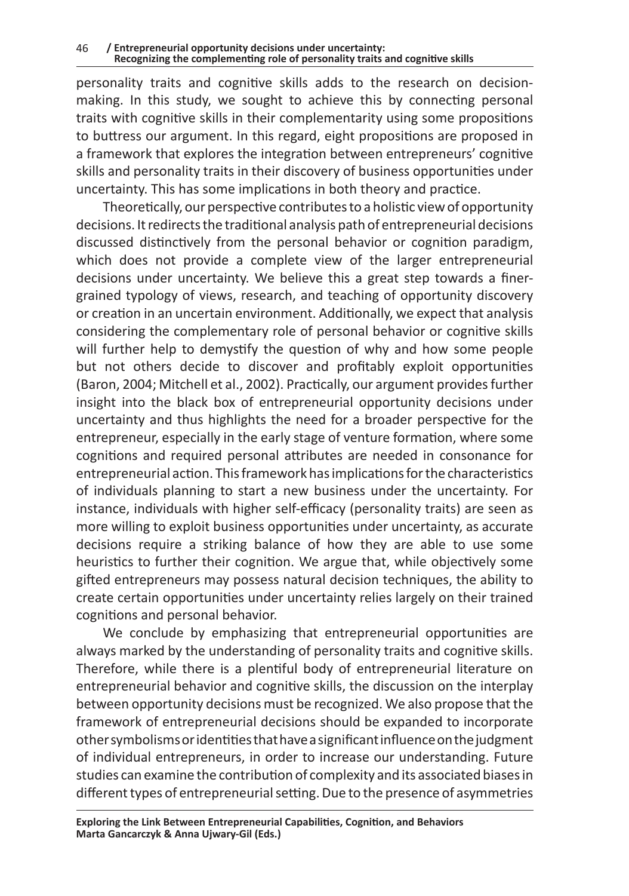personality traits and cognitive skills adds to the research on decision-making. In this study, we sought to achieve this by connecting personal traits with cognitive skills in their complementarity using some propositions to buttress our argument. In this regard, eight propositions are proposed in a framework that explores the integration between entrepreneurs' cognitive skills and personality traits in their discovery of business opportunities under uncertainty. This has some implications in both theory and practice.

Theoretically, our perspective contributes to a holistic view of opportunity decisions. It redirects the traditional analysis path of entrepreneurial decisions discussed distinctively from the personal behavior or cognition paradigm, which does not provide a complete view of the larger entrepreneurial decisions under uncertainty. We believe this a great step towards a finer-grained typology of views, research, and teaching of opportunity discovery or creation in an uncertain environment. Additionally, we expect that analysis considering the complementary role of personal behavior or cognitive skills will further help to demystify the question of why and how some people but not others decide to discover and profitably exploit opportunities (Baron, 2004; Mitchell et al., 2002). Practically, our argument provides further insight into the black box of entrepreneurial opportunity decisions under uncertainty and thus highlights the need for a broader perspective for the entrepreneur, especially in the early stage of venture formation, where some cognitions and required personal attributes are needed in consonance for entrepreneurial action. This framework has implications for the characteristics of individuals planning to start a new business under the uncertainty. For instance, individuals with higher self-efficacy (personality traits) are seen as more willing to exploit business opportunities under uncertainty, as accurate decisions require a striking balance of how they are able to use some heuristics to further their cognition. We argue that, while objectively some gifted entrepreneurs may possess natural decision techniques, the ability to create certain opportunities under uncertainty relies largely on their trained cognitions and personal behavior.

We conclude by emphasizing that entrepreneurial opportunities are always marked by the understanding of personality traits and cognitive skills. Therefore, while there is a plentiful body of entrepreneurial literature on entrepreneurial behavior and cognitive skills, the discussion on the interplay between opportunity decisions must be recognized. We also propose that the framework of entrepreneurial decisions should be expanded to incorporate other symbolisms or identities that have a significant influence on the judgment of individual entrepreneurs, in order to increase our understanding. Future studies can examine the contribution of complexity and its associated biases in different types of entrepreneurial setting. Due to the presence of asymmetries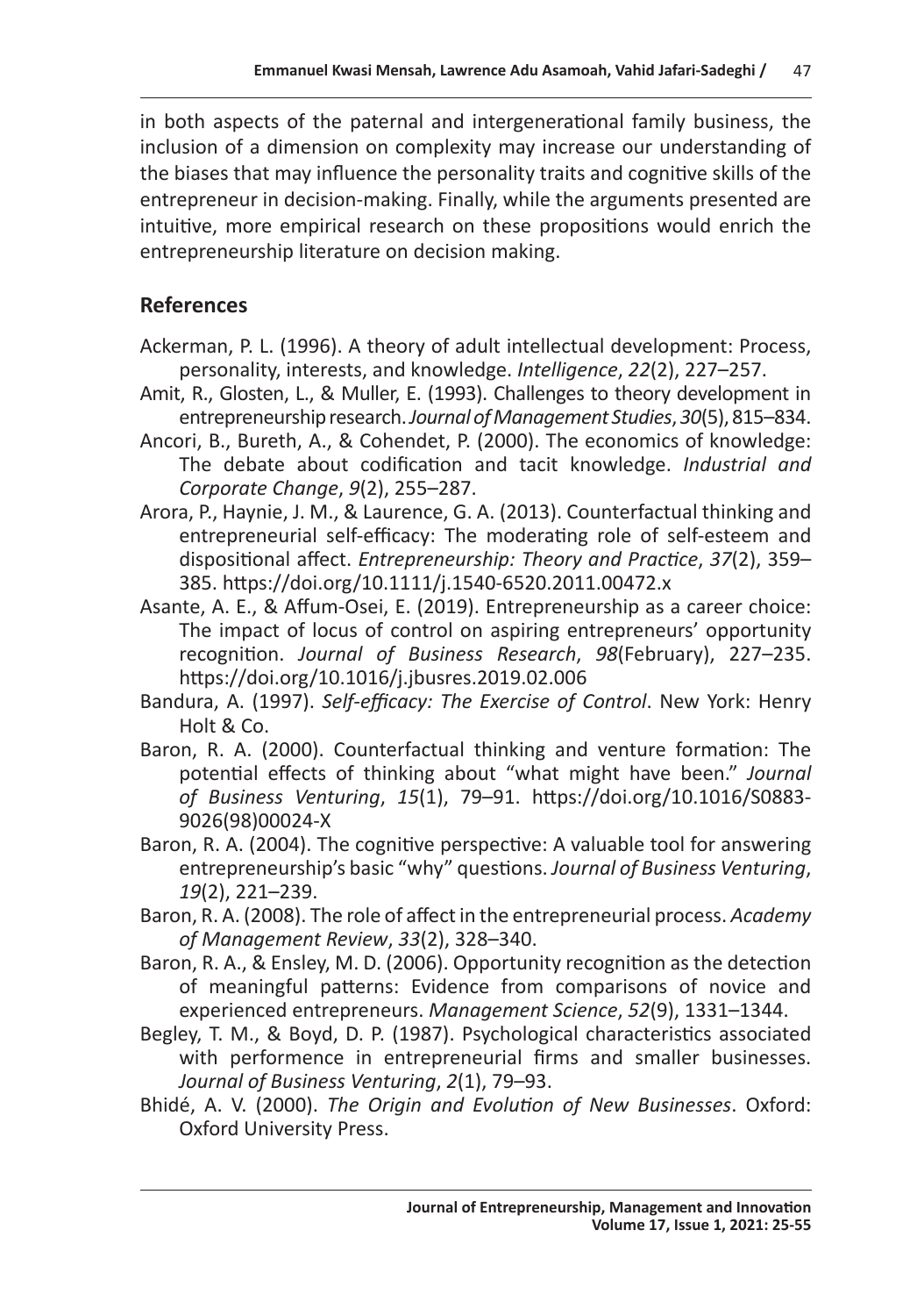in both aspects of the paternal and intergenerational family business, the inclusion of a dimension on complexity may increase our understanding of the biases that may influence the personality traits and cognitive skills of the entrepreneur in decision-making. Finally, while the arguments presented are intuitive, more empirical research on these propositions would enrich the entrepreneurship literature on decision making.

## References

Ackerman, P. L. (1996). A theory of adult intellectual development: Process, personality, interests, and knowledge. *Intelligence*, *22*(2), 227–257.

Amit, R., Glosten, L., & Muller, E. (1993). Challenges to theory development in entrepreneurship research. *Journal of Management Studies*, *30*(5), 815–834.

Ancori, B., Bureth, A., & Cohendet, P. (2000). The economics of knowledge: The debate about codification and tacit knowledge. *Industrial and Corporate Change*, *9*(2), 255–287.

Arora, P., Haynie, J. M., & Laurence, G. A. (2013). Counterfactual thinking and entrepreneurial self-efficacy: The moderating role of self-esteem and dispositional affect. *Entrepreneurship: Theory and Practice*, *37*(2), 359–385. https://doi.org/10.1111/j.1540-6520.2011.00472.x

Asante, A. E., & Affum-Osei, E. (2019). Entrepreneurship as a career choice: The impact of locus of control on aspiring entrepreneurs' opportunity recognition. *Journal of Business Research*, *98*(February), 227–235. https://doi.org/10.1016/j.jbusres.2019.02.006

Bandura, A. (1997). *Self-efficacy: The Exercise of Control*. New York: Henry Holt & Co.

Baron, R. A. (2000). Counterfactual thinking and venture formation: The potential effects of thinking about "what might have been." *Journal of Business Venturing*, *15*(1), 79–91. https://doi.org/10.1016/S0883-9026(98)00024-X

Baron, R. A. (2004). The cognitive perspective: A valuable tool for answering entrepreneurship's basic "why" questions. *Journal of Business Venturing*, *19*(2), 221–239.

Baron, R. A. (2008). The role of affect in the entrepreneurial process. *Academy of Management Review*, *33*(2), 328–340.

Baron, R. A., & Ensley, M. D. (2006). Opportunity recognition as the detection of meaningful patterns: Evidence from comparisons of novice and experienced entrepreneurs. *Management Science*, *52*(9), 1331–1344.

Begley, T. M., & Boyd, D. P. (1987). Psychological characteristics associated with performence in entrepreneurial firms and smaller businesses. *Journal of Business Venturing*, *2*(1), 79–93.

Bhidé, A. V. (2000). *The Origin and Evolution of New Businesses*. Oxford: Oxford University Press.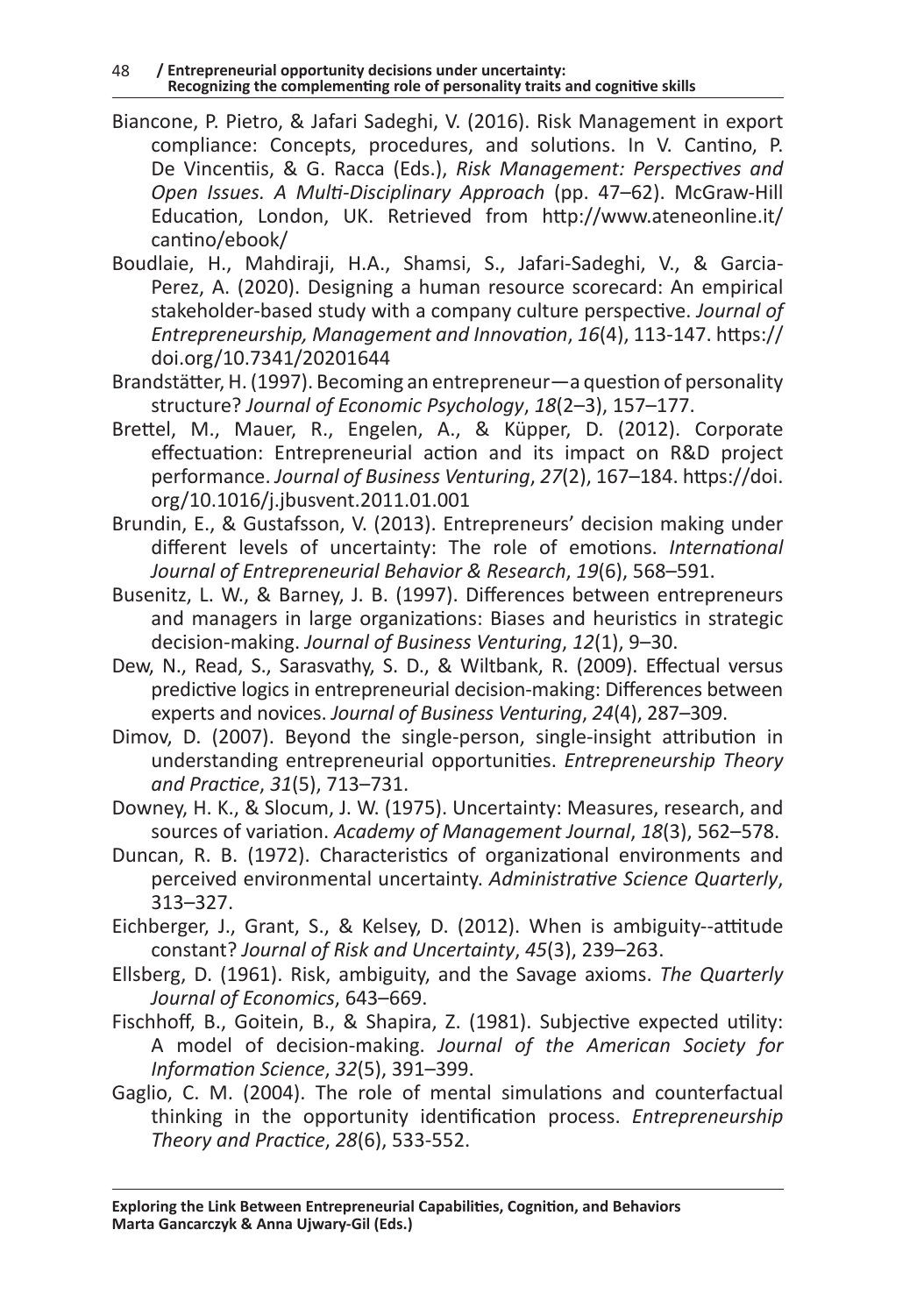Biancone, P. Pietro, & Jafari Sadeghi, V. (2016). Risk Management in export compliance: Concepts, procedures, and solutions. In V. Cantino, P. De Vincentiis, & G. Racca (Eds.), *Risk Management: Perspectives and Open Issues. A Multi-Disciplinary Approach* (pp. 47–62). McGraw-Hill Education, London, UK. Retrieved from http://www.ateneonline.it/cantino/ebook/

Boudlaie, H., Mahdiraji, H.A., Shamsi, S., Jafari-Sadeghi, V., & Garcia-Perez, A. (2020). Designing a human resource scorecard: An empirical stakeholder-based study with a company culture perspective. *Journal of Entrepreneurship, Management and Innovation*, *16*(4), 113-147. https://doi.org/10.7341/20201644

Brandstätter, H. (1997). Becoming an entrepreneur—a question of personality structure? *Journal of Economic Psychology*, *18*(2–3), 157–177.

Brettel, M., Mauer, R., Engelen, A., & Küpper, D. (2012). Corporate effectuation: Entrepreneurial action and its impact on R&D project performance. *Journal of Business Venturing*, *27*(2), 167–184. https://doi.org/10.1016/j.jbusvent.2011.01.001

Brundin, E., & Gustafsson, V. (2013). Entrepreneurs' decision making under different levels of uncertainty: The role of emotions. *International Journal of Entrepreneurial Behavior & Research*, *19*(6), 568–591.

Busenitz, L. W., & Barney, J. B. (1997). Differences between entrepreneurs and managers in large organizations: Biases and heuristics in strategic decision-making. *Journal of Business Venturing*, *12*(1), 9–30.

Dew, N., Read, S., Sarasvathy, S. D., & Wiltbank, R. (2009). Effectual versus predictive logics in entrepreneurial decision-making: Differences between experts and novices. *Journal of Business Venturing*, *24*(4), 287–309.

Dimov, D. (2007). Beyond the single-person, single-insight attribution in understanding entrepreneurial opportunities. *Entrepreneurship Theory and Practice*, *31*(5), 713–731.

Downey, H. K., & Slocum, J. W. (1975). Uncertainty: Measures, research, and sources of variation. *Academy of Management Journal*, *18*(3), 562–578.

Duncan, R. B. (1972). Characteristics of organizational environments and perceived environmental uncertainty. *Administrative Science Quarterly*, 313–327.

Eichberger, J., Grant, S., & Kelsey, D. (2012). When is ambiguity--attitude constant? *Journal of Risk and Uncertainty*, *45*(3), 239–263.

Ellsberg, D. (1961). Risk, ambiguity, and the Savage axioms. *The Quarterly Journal of Economics*, 643–669.

Fischhoff, B., Goitein, B., & Shapira, Z. (1981). Subjective expected utility: A model of decision-making. *Journal of the American Society for Information Science*, *32*(5), 391–399.

Gaglio, C. M. (2004). The role of mental simulations and counterfactual thinking in the opportunity identification process. *Entrepreneurship Theory and Practice*, *28*(6), 533-552.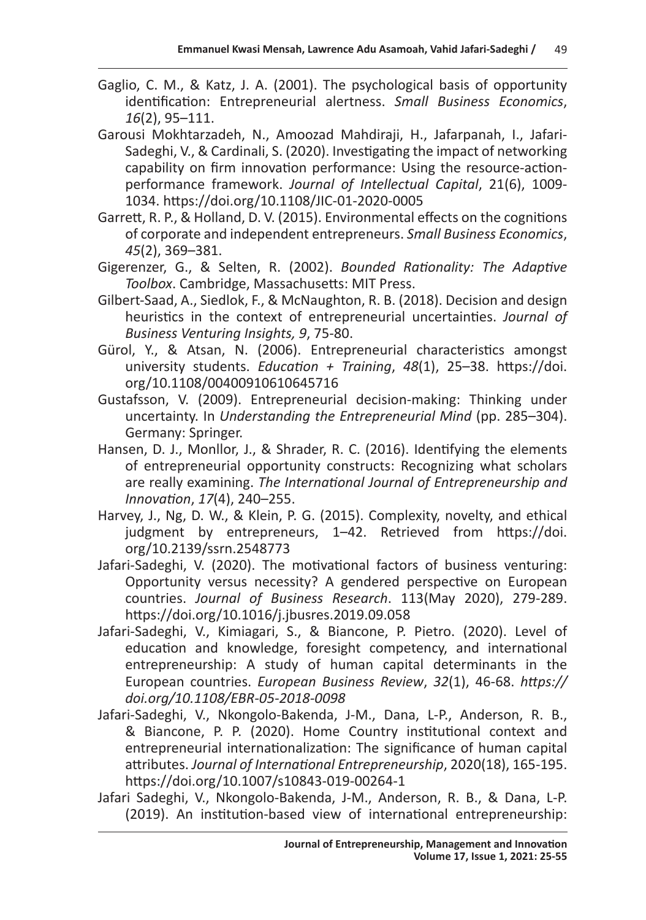Gaglio, C. M., & Katz, J. A. (2001). The psychological basis of opportunity identification: Entrepreneurial alertness. *Small Business Economics*, *16*(2), 95–111.

Garousi Mokhtarzadeh, N., Amoozad Mahdiraji, H., Jafarpanah, I., Jafari-Sadeghi, V., & Cardinali, S. (2020). Investigating the impact of networking capability on firm innovation performance: Using the resource-action-performance framework. *Journal of Intellectual Capital*, 21(6), 1009-1034. https://doi.org/10.1108/JIC-01-2020-0005

Garrett, R. P., & Holland, D. V. (2015). Environmental effects on the cognitions of corporate and independent entrepreneurs. *Small Business Economics*, *45*(2), 369–381.

Gigerenzer, G., & Selten, R. (2002). *Bounded Rationality: The Adaptive Toolbox*. Cambridge, Massachusetts: MIT Press.

Gilbert-Saad, A., Siedlok, F., & McNaughton, R. B. (2018). Decision and design heuristics in the context of entrepreneurial uncertainties. *Journal of Business Venturing Insights, 9*, 75-80.

Gürol, Y., & Atsan, N. (2006). Entrepreneurial characteristics amongst university students. *Education + Training*, *48*(1), 25–38. https://doi.org/10.1108/00400910610645716

Gustafsson, V. (2009). Entrepreneurial decision-making: Thinking under uncertainty. In *Understanding the Entrepreneurial Mind* (pp. 285–304). Germany: Springer.

Hansen, D. J., Monllor, J., & Shrader, R. C. (2016). Identifying the elements of entrepreneurial opportunity constructs: Recognizing what scholars are really examining. *The International Journal of Entrepreneurship and Innovation*, *17*(4), 240–255.

Harvey, J., Ng, D. W., & Klein, P. G. (2015). Complexity, novelty, and ethical judgment by entrepreneurs, 1–42. Retrieved from https://doi.org/10.2139/ssrn.2548773

Jafari-Sadeghi, V. (2020). The motivational factors of business venturing: Opportunity versus necessity? A gendered perspective on European countries. *Journal of Business Research*. 113(May 2020), 279-289. https://doi.org/10.1016/j.jbusres.2019.09.058

Jafari-Sadeghi, V., Kimiagari, S., & Biancone, P. Pietro. (2020). Level of education and knowledge, foresight competency, and international entrepreneurship: A study of human capital determinants in the European countries. *European Business Review*, *32*(1), 46-68. *https://doi.org/10.1108/EBR-05-2018-0098*

Jafari-Sadeghi, V., Nkongolo-Bakenda, J-M., Dana, L-P., Anderson, R. B., & Biancone, P. P. (2020). Home Country institutional context and entrepreneurial internationalization: The significance of human capital attributes. *Journal of International Entrepreneurship*, 2020(18), 165-195. https://doi.org/10.1007/s10843-019-00264-1

Jafari Sadeghi, V., Nkongolo-Bakenda, J-M., Anderson, R. B., & Dana, L-P. (2019). An institution-based view of international entrepreneurship: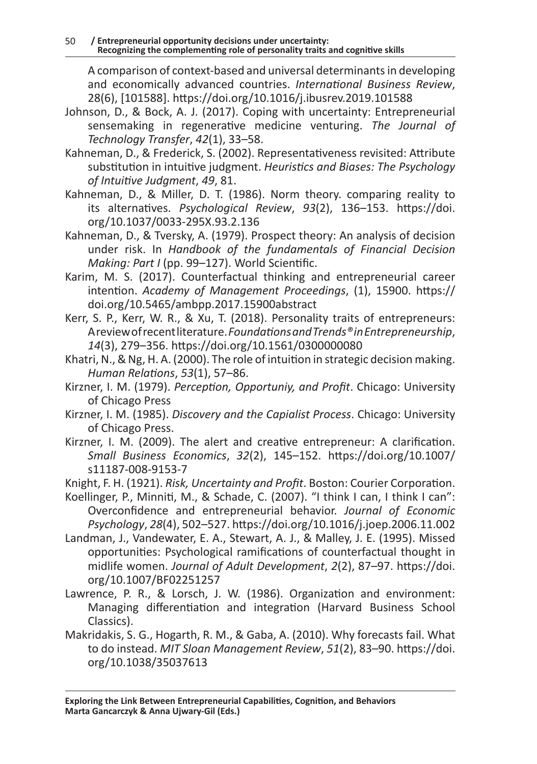A comparison of context-based and universal determinants in developing and economically advanced countries. *International Business Review*, 28(6), [101588]. https://doi.org/10.1016/j.ibusrev.2019.101588

Johnson, D., & Bock, A. J. (2017). Coping with uncertainty: Entrepreneurial sensemaking in regenerative medicine venturing. *The Journal of Technology Transfer*, *42*(1), 33–58.

Kahneman, D., & Frederick, S. (2002). Representativeness revisited: Attribute substitution in intuitive judgment. *Heuristics and Biases: The Psychology of Intuitive Judgment*, *49*, 81.

Kahneman, D., & Miller, D. T. (1986). Norm theory. comparing reality to its alternatives. *Psychological Review*, *93*(2), 136–153. https://doi.org/10.1037/0033-295X.93.2.136

Kahneman, D., & Tversky, A. (1979). Prospect theory: An analysis of decision under risk. In *Handbook of the fundamentals of Financial Decision Making: Part I* (pp. 99–127). World Scientific.

Karim, M. S. (2017). Counterfactual thinking and entrepreneurial career intention. *Academy of Management Proceedings*, (1), 15900. https://doi.org/10.5465/ambpp.2017.15900abstract

Kerr, S. P., Kerr, W. R., & Xu, T. (2018). Personality traits of entrepreneurs: A review of recent literature. *Foundations and Trends® in Entrepreneurship*, *14*(3), 279–356. https://doi.org/10.1561/0300000080

Khatri, N., & Ng, H. A. (2000). The role of intuition in strategic decision making. *Human Relations*, *53*(1), 57–86.

Kirzner, I. M. (1979). *Perception, Opportuniy, and Profit*. Chicago: University of Chicago Press

Kirzner, I. M. (1985). *Discovery and the Capialist Process*. Chicago: University of Chicago Press.

Kirzner, I. M. (2009). The alert and creative entrepreneur: A clarification. *Small Business Economics*, *32*(2), 145–152. https://doi.org/10.1007/s11187-008-9153-7

Knight, F. H. (1921). *Risk, Uncertainty and Profit*. Boston: Courier Corporation.

Koellinger, P., Minniti, M., & Schade, C. (2007). "I think I can, I think I can": Overconfidence and entrepreneurial behavior. *Journal of Economic Psychology*, *28*(4), 502–527. https://doi.org/10.1016/j.joep.2006.11.002

Landman, J., Vandewater, E. A., Stewart, A. J., & Malley, J. E. (1995). Missed opportunities: Psychological ramifications of counterfactual thought in midlife women. *Journal of Adult Development*, *2*(2), 87–97. https://doi.org/10.1007/BF02251257

Lawrence, P. R., & Lorsch, J. W. (1986). Organization and environment: Managing differentiation and integration (Harvard Business School Classics).

Makridakis, S. G., Hogarth, R. M., & Gaba, A. (2010). Why forecasts fail. What to do instead. *MIT Sloan Management Review*, *51*(2), 83–90. https://doi.org/10.1038/35037613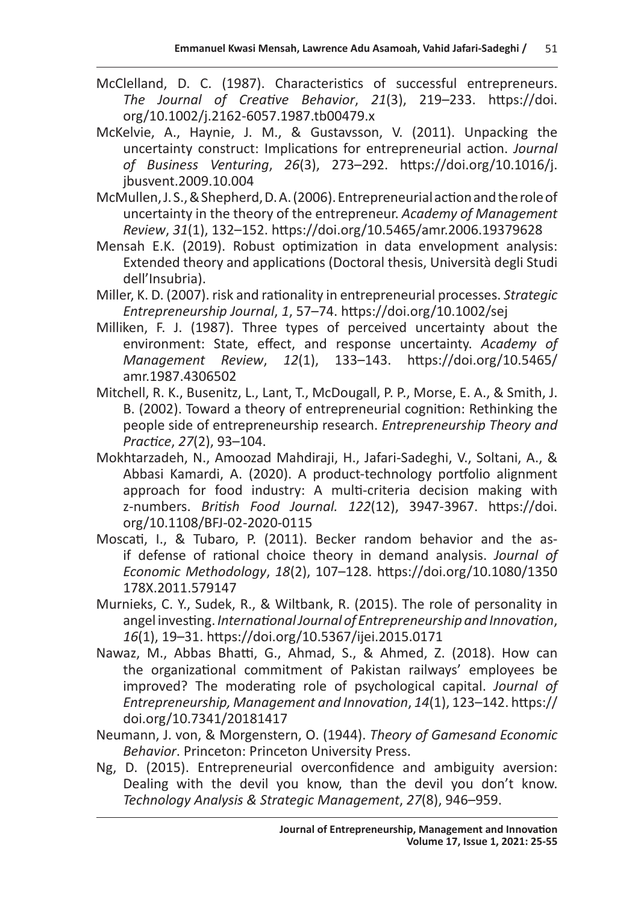McClelland, D. C. (1987). Characteristics of successful entrepreneurs. *The Journal of Creative Behavior*, *21*(3), 219–233. https://doi.org/10.1002/j.2162-6057.1987.tb00479.x

McKelvie, A., Haynie, J. M., & Gustavsson, V. (2011). Unpacking the uncertainty construct: Implications for entrepreneurial action. *Journal of Business Venturing*, *26*(3), 273–292. https://doi.org/10.1016/j.jbusvent.2009.10.004

McMullen, J. S., & Shepherd, D. A. (2006). Entrepreneurial action and the role of uncertainty in the theory of the entrepreneur. *Academy of Management Review*, *31*(1), 132–152. https://doi.org/10.5465/amr.2006.19379628

Mensah E.K. (2019). Robust optimization in data envelopment analysis: Extended theory and applications (Doctoral thesis, Università degli Studi dell'Insubria).

Miller, K. D. (2007). risk and rationality in entrepreneurial processes. *Strategic Entrepreneurship Journal*, *1*, 57–74. https://doi.org/10.1002/sej

Milliken, F. J. (1987). Three types of perceived uncertainty about the environment: State, effect, and response uncertainty. *Academy of Management Review*, *12*(1), 133–143. https://doi.org/10.5465/amr.1987.4306502

Mitchell, R. K., Busenitz, L., Lant, T., McDougall, P. P., Morse, E. A., & Smith, J. B. (2002). Toward a theory of entrepreneurial cognition: Rethinking the people side of entrepreneurship research. *Entrepreneurship Theory and Practice*, *27*(2), 93–104.

Mokhtarzadeh, N., Amoozad Mahdiraji, H., Jafari-Sadeghi, V., Soltani, A., & Abbasi Kamardi, A. (2020). A product-technology portfolio alignment approach for food industry: A multi-criteria decision making with z-numbers. *British Food Journal. 122*(12), 3947-3967. https://doi.org/10.1108/BFJ-02-2020-0115

Moscati, I., & Tubaro, P. (2011). Becker random behavior and the as-if defense of rational choice theory in demand analysis. *Journal of Economic Methodology*, *18*(2), 107–128. https://doi.org/10.1080/1350178X.2011.579147

Murnieks, C. Y., Sudek, R., & Wiltbank, R. (2015). The role of personality in angel investing. *International Journal of Entrepreneurship and Innovation*, *16*(1), 19–31. https://doi.org/10.5367/ijei.2015.0171

Nawaz, M., Abbas Bhatti, G., Ahmad, S., & Ahmed, Z. (2018). How can the organizational commitment of Pakistan railways' employees be improved? The moderating role of psychological capital. *Journal of Entrepreneurship, Management and Innovation*, *14*(1), 123–142. https://doi.org/10.7341/20181417

Neumann, J. von, & Morgenstern, O. (1944). *Theory of Gamesand Economic Behavior*. Princeton: Princeton University Press.

Ng, D. (2015). Entrepreneurial overconfidence and ambiguity aversion: Dealing with the devil you know, than the devil you don't know. *Technology Analysis & Strategic Management*, *27*(8), 946–959.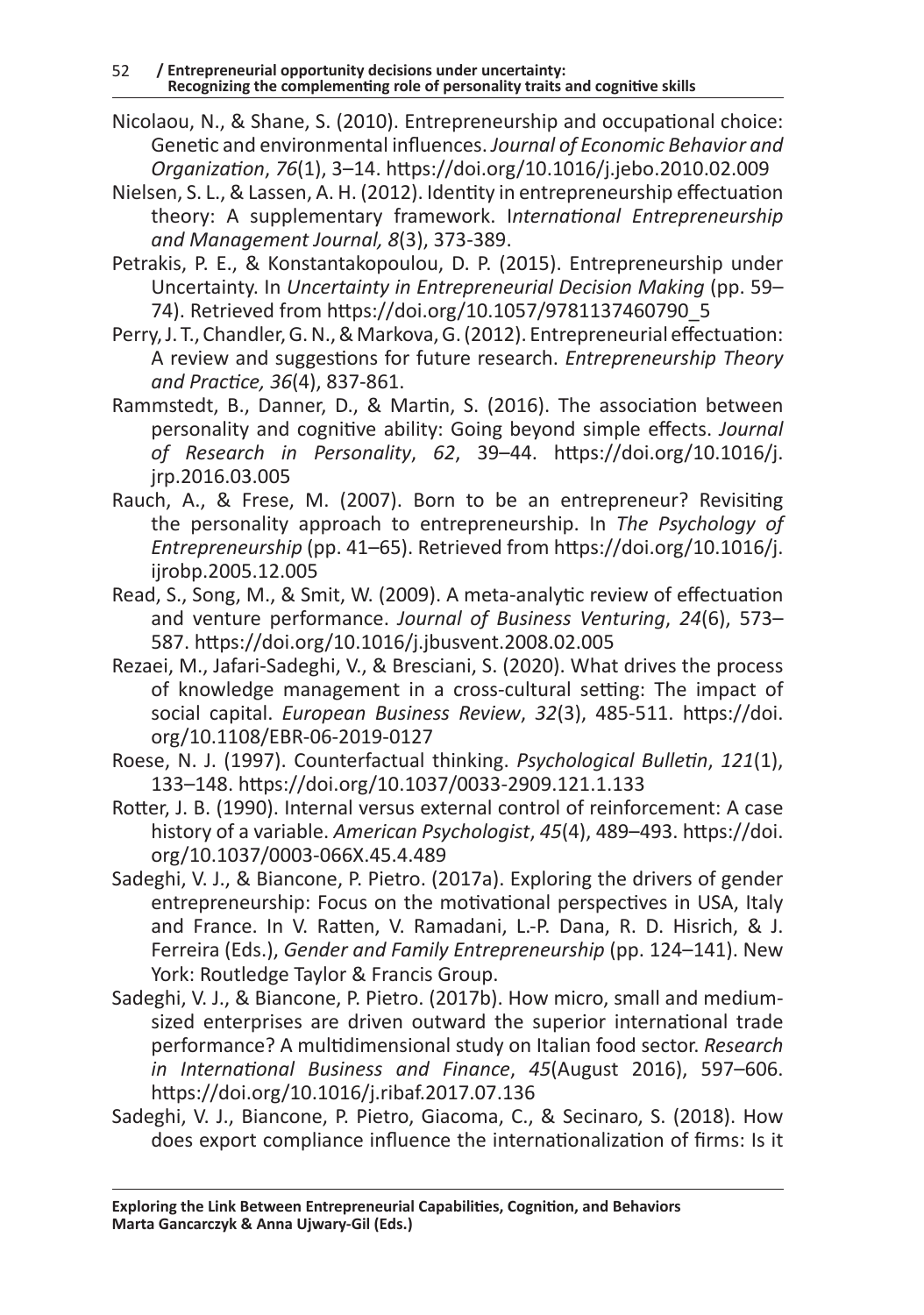Nicolaou, N., & Shane, S. (2010). Entrepreneurship and occupational choice: Genetic and environmental influences. *Journal of Economic Behavior and Organization*, *76*(1), 3–14. https://doi.org/10.1016/j.jebo.2010.02.009

Nielsen, S. L., & Lassen, A. H. (2012). Identity in entrepreneurship effectuation theory: A supplementary framework. I*nternational Entrepreneurship and Management Journal, 8*(3), 373-389.

Petrakis, P. E., & Konstantakopoulou, D. P. (2015). Entrepreneurship under Uncertainty. In *Uncertainty in Entrepreneurial Decision Making* (pp. 59–74). Retrieved from https://doi.org/10.1057/9781137460790_5

Perry, J. T., Chandler, G. N., & Markova, G. (2012). Entrepreneurial effectuation: A review and suggestions for future research. *Entrepreneurship Theory and Practice, 36*(4), 837-861.

Rammstedt, B., Danner, D., & Martin, S. (2016). The association between personality and cognitive ability: Going beyond simple effects. *Journal of Research in Personality*, *62*, 39–44. https://doi.org/10.1016/j.jrp.2016.03.005

Rauch, A., & Frese, M. (2007). Born to be an entrepreneur? Revisiting the personality approach to entrepreneurship. In *The Psychology of Entrepreneurship* (pp. 41–65). Retrieved from https://doi.org/10.1016/j.ijrobp.2005.12.005

Read, S., Song, M., & Smit, W. (2009). A meta-analytic review of effectuation and venture performance. *Journal of Business Venturing*, *24*(6), 573–587. https://doi.org/10.1016/j.jbusvent.2008.02.005

Rezaei, M., Jafari-Sadeghi, V., & Bresciani, S. (2020). What drives the process of knowledge management in a cross-cultural setting: The impact of social capital. *European Business Review*, *32*(3), 485-511. https://doi.org/10.1108/EBR-06-2019-0127

Roese, N. J. (1997). Counterfactual thinking. *Psychological Bulletin*, *121*(1), 133–148. https://doi.org/10.1037/0033-2909.121.1.133

Rotter, J. B. (1990). Internal versus external control of reinforcement: A case history of a variable. *American Psychologist*, *45*(4), 489–493. https://doi.org/10.1037/0003-066X.45.4.489

Sadeghi, V. J., & Biancone, P. Pietro. (2017a). Exploring the drivers of gender entrepreneurship: Focus on the motivational perspectives in USA, Italy and France. In V. Ratten, V. Ramadani, L.-P. Dana, R. D. Hisrich, & J. Ferreira (Eds.), *Gender and Family Entrepreneurship* (pp. 124–141). New York: Routledge Taylor & Francis Group.

Sadeghi, V. J., & Biancone, P. Pietro. (2017b). How micro, small and medium-sized enterprises are driven outward the superior international trade performance? A multidimensional study on Italian food sector. *Research in International Business and Finance*, *45*(August 2016), 597–606. https://doi.org/10.1016/j.ribaf.2017.07.136

Sadeghi, V. J., Biancone, P. Pietro, Giacoma, C., & Secinaro, S. (2018). How does export compliance influence the internationalization of firms: Is it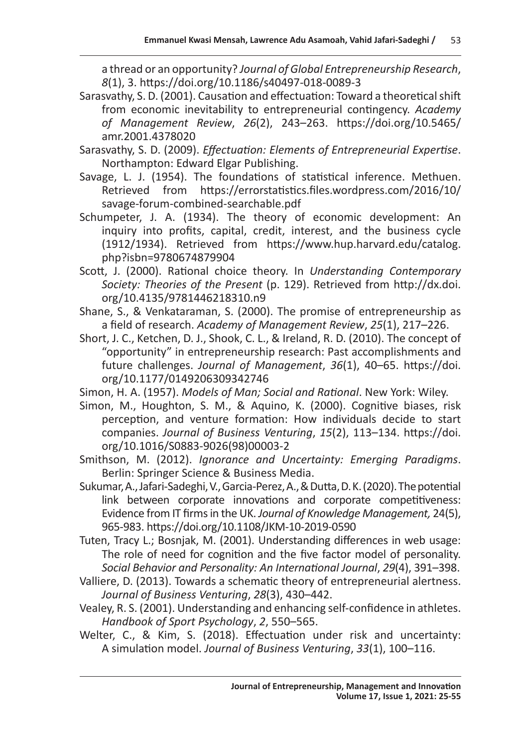a thread or an opportunity? *Journal of Global Entrepreneurship Research*, *8*(1), 3. https://doi.org/10.1186/s40497-018-0089-3

Sarasvathy, S. D. (2001). Causation and effectuation: Toward a theoretical shift from economic inevitability to entrepreneurial contingency. *Academy of Management Review*, *26*(2), 243–263. https://doi.org/10.5465/amr.2001.4378020

Sarasvathy, S. D. (2009). *Effectuation: Elements of Entrepreneurial Expertise*. Northampton: Edward Elgar Publishing.

Savage, L. J. (1954). The foundations of statistical inference. Methuen. Retrieved from https://errorstatistics.files.wordpress.com/2016/10/savage-forum-combined-searchable.pdf

Schumpeter, J. A. (1934). The theory of economic development: An inquiry into profits, capital, credit, interest, and the business cycle (1912/1934). Retrieved from https://www.hup.harvard.edu/catalog.php?isbn=9780674879904

Scott, J. (2000). Rational choice theory. In *Understanding Contemporary Society: Theories of the Present* (p. 129). Retrieved from http://dx.doi.org/10.4135/9781446218310.n9

Shane, S., & Venkataraman, S. (2000). The promise of entrepreneurship as a field of research. *Academy of Management Review*, *25*(1), 217–226.

Short, J. C., Ketchen, D. J., Shook, C. L., & Ireland, R. D. (2010). The concept of "opportunity" in entrepreneurship research: Past accomplishments and future challenges. *Journal of Management*, *36*(1), 40–65. https://doi.org/10.1177/0149206309342746

Simon, H. A. (1957). *Models of Man; Social and Rational*. New York: Wiley.

Simon, M., Houghton, S. M., & Aquino, K. (2000). Cognitive biases, risk perception, and venture formation: How individuals decide to start companies. *Journal of Business Venturing*, *15*(2), 113–134. https://doi.org/10.1016/S0883-9026(98)00003-2

Smithson, M. (2012). *Ignorance and Uncertainty: Emerging Paradigms*. Berlin: Springer Science & Business Media.

Sukumar, A., Jafari-Sadeghi, V., Garcia-Perez, A., & Dutta, D. K. (2020). The potential link between corporate innovations and corporate competitiveness: Evidence from IT firms in the UK. *Journal of Knowledge Management,* 24(5), 965-983. https://doi.org/10.1108/JKM-10-2019-0590

Tuten, Tracy L.; Bosnjak, M. (2001). Understanding differences in web usage: The role of need for cognition and the five factor model of personality. *Social Behavior and Personality: An International Journal*, *29*(4), 391–398.

Valliere, D. (2013). Towards a schematic theory of entrepreneurial alertness. *Journal of Business Venturing*, *28*(3), 430–442.

Vealey, R. S. (2001). Understanding and enhancing self-confidence in athletes. *Handbook of Sport Psychology*, *2*, 550–565.

Welter, C., & Kim, S. (2018). Effectuation under risk and uncertainty: A simulation model. *Journal of Business Venturing*, *33*(1), 100–116.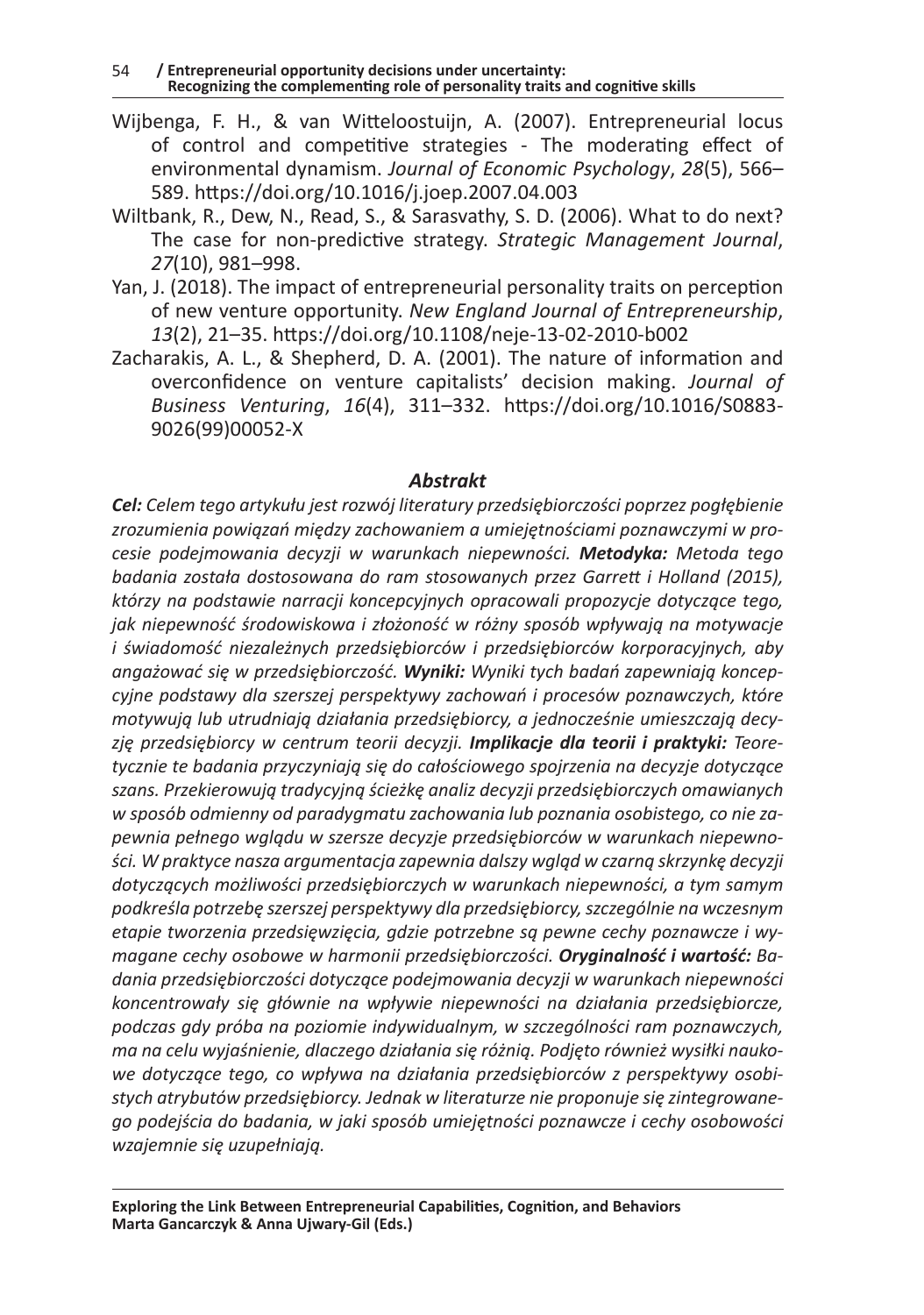Wijbenga, F. H., & van Witteloostuijn, A. (2007). Entrepreneurial locus of control and competitive strategies - The moderating effect of environmental dynamism. *Journal of Economic Psychology*, *28*(5), 566–589. https://doi.org/10.1016/j.joep.2007.04.003

Wiltbank, R., Dew, N., Read, S., & Sarasvathy, S. D. (2006). What to do next? The case for non-predictive strategy. *Strategic Management Journal*, *27*(10), 981–998.

Yan, J. (2018). The impact of entrepreneurial personality traits on perception of new venture opportunity. *New England Journal of Entrepreneurship*, *13*(2), 21–35. https://doi.org/10.1108/neje-13-02-2010-b002

Zacharakis, A. L., & Shepherd, D. A. (2001). The nature of information and overconfidence on venture capitalists' decision making. *Journal of Business Venturing*, *16*(4), 311–332. https://doi.org/10.1016/S0883-9026(99)00052-X

## *Abstrakt*

***Cel:*** *Celem tego artykułu jest rozwój literatury przedsiębiorczości poprzez pogłębienie zrozumienia powiązań między zachowaniem a umiejętnościami poznawczymi w procesie podejmowania decyzji w warunkach niepewności.* ***Metodyka:*** *Metoda tego badania została dostosowana do ram stosowanych przez Garrett i Holland (2015), którzy na podstawie narracji koncepcyjnych opracowali propozycje dotyczące tego, jak niepewność środowiskowa i złożoność w różny sposób wpływają na motywacje i świadomość niezależnych przedsiębiorców i przedsiębiorców korporacyjnych, aby angażować się w przedsiębiorczość.* ***Wyniki:*** *Wyniki tych badań zapewniają koncepcyjne podstawy dla szerszej perspektywy zachowań i procesów poznawczych, które motywują lub utrudniają działania przedsiębiorcy, a jednocześnie umieszczają decyzję przedsiębiorcy w centrum teorii decyzji.* ***Implikacje dla teorii i praktyki:*** *Teoretycznie te badania przyczyniają się do całościowego spojrzenia na decyzje dotyczące szans. Przekierowują tradycyjną ścieżkę analiz decyzji przedsiębiorczych omawianych w sposób odmienny od paradygmatu zachowania lub poznania osobistego, co nie zapewnia pełnego wglądu w szersze decyzje przedsiębiorców w warunkach niepewności. W praktyce nasza argumentacja zapewnia dalszy wgląd w czarną skrzynkę decyzji dotyczących możliwości przedsiębiorczych w warunkach niepewności, a tym samym podkreśla potrzebę szerszej perspektywy dla przedsiębiorcy, szczególnie na wczesnym etapie tworzenia przedsięwzięcia, gdzie potrzebne są pewne cechy poznawcze i wymagane cechy osobowe w harmonii przedsiębiorczości.* ***Oryginalność i wartość:*** *Badania przedsiębiorczości dotyczące podejmowania decyzji w warunkach niepewności koncentrowały się głównie na wpływie niepewności na działania przedsiębiorcze, podczas gdy próba na poziomie indywidualnym, w szczególności ram poznawczych, ma na celu wyjaśnienie, dlaczego działania się różnią. Podjęto również wysiłki naukowe dotyczące tego, co wpływa na działania przedsiębiorców z perspektywy osobistych atrybutów przedsiębiorcy. Jednak w literaturze nie proponuje się zintegrowanego podejścia do badania, w jaki sposób umiejętności poznawcze i cechy osobowości wzajemnie się uzupełniają.*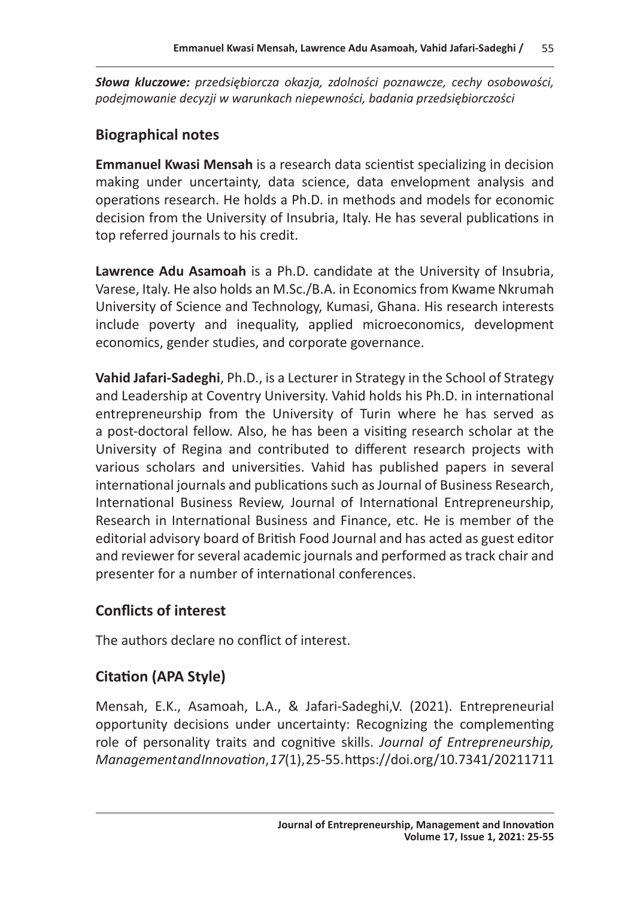***Słowa kluczowe:*** *przedsiębiorcza okazja, zdolności poznawcze, cechy osobowości, podejmowanie decyzji w warunkach niepewności, badania przedsiębiorczości*

## Biographical notes

**Emmanuel Kwasi Mensah** is a research data scientist specializing in decision making under uncertainty, data science, data envelopment analysis and operations research. He holds a Ph.D. in methods and models for economic decision from the University of Insubria, Italy. He has several publications in top referred journals to his credit.

**Lawrence Adu Asamoah** is a Ph.D. candidate at the University of Insubria, Varese, Italy. He also holds an M.Sc./B.A. in Economics from Kwame Nkrumah University of Science and Technology, Kumasi, Ghana. His research interests include poverty and inequality, applied microeconomics, development economics, gender studies, and corporate governance.

**Vahid Jafari-Sadeghi**, Ph.D., is a Lecturer in Strategy in the School of Strategy and Leadership at Coventry University. Vahid holds his Ph.D. in international entrepreneurship from the University of Turin where he has served as a post-doctoral fellow. Also, he has been a visiting research scholar at the University of Regina and contributed to different research projects with various scholars and universities. Vahid has published papers in several international journals and publications such as Journal of Business Research, International Business Review, Journal of International Entrepreneurship, Research in International Business and Finance, etc. He is member of the editorial advisory board of British Food Journal and has acted as guest editor and reviewer for several academic journals and performed as track chair and presenter for a number of international conferences.

## Conflicts of interest

The authors declare no conflict of interest.

## Citation (APA Style)

Mensah, E.K., Asamoah, L.A., & Jafari-Sadeghi,V. (2021). Entrepreneurial opportunity decisions under uncertainty: Recognizing the complementing role of personality traits and cognitive skills. *Journal of Entrepreneurship, Management and Innovation*, *17*(1), 25-55. https://doi.org/10.7341/20211711